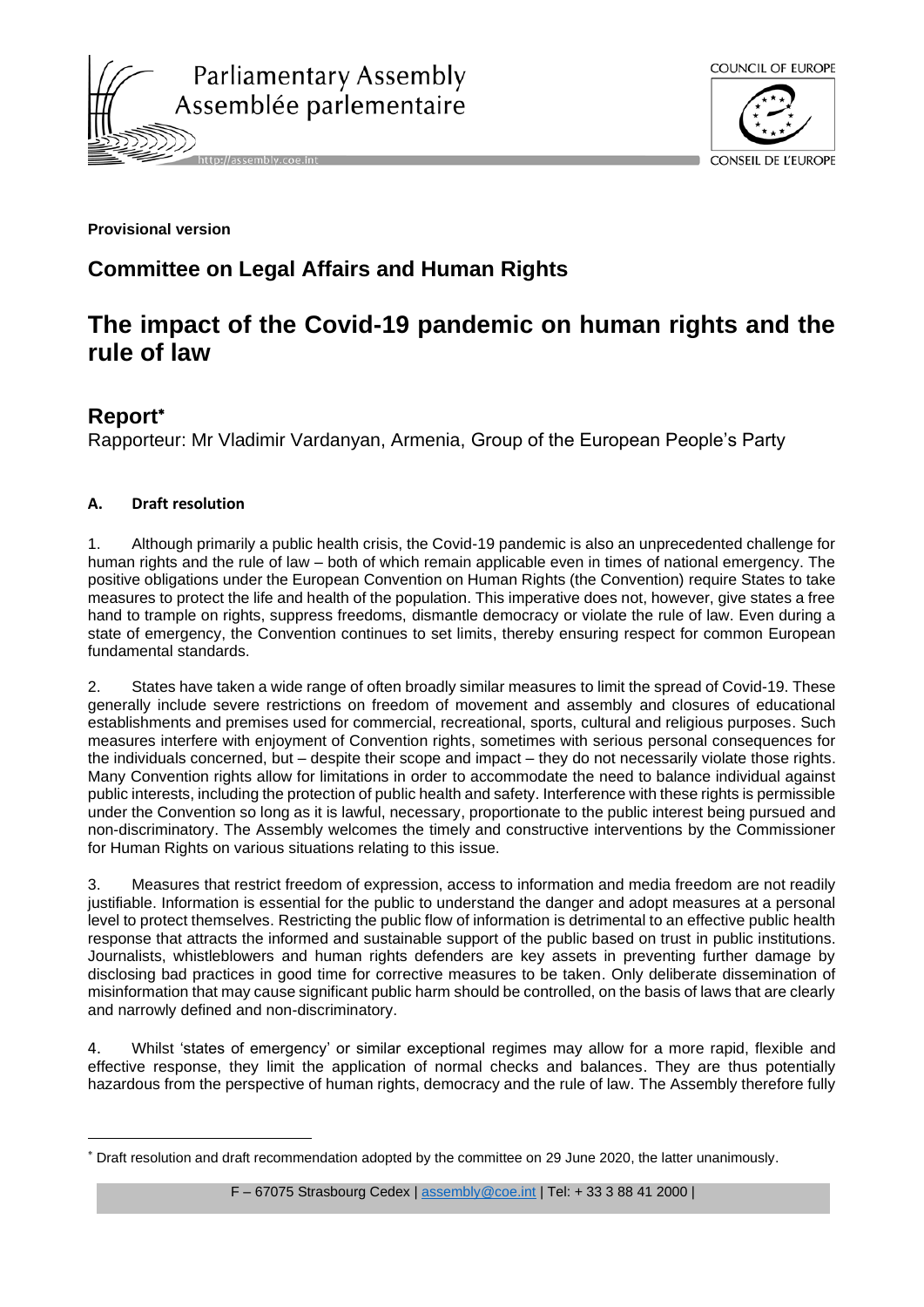**Provisional version**

## Committee on Legal Affairs and Human Rights

# The impact of the Covid-19 pandemic on human rights and the rule of law

## Report[*]

Rapporteur: Mr Vladimir Vardanyan, Armenia, Group of the European People's Party

### A. Draft resolution

1. Although primarily a public health crisis, the Covid-19 pandemic is also an unprecedented challenge for human rights and the rule of law – both of which remain applicable even in times of national emergency. The positive obligations under the European Convention on Human Rights (the Convention) require States to take measures to protect the life and health of the population. This imperative does not, however, give states a free hand to trample on rights, suppress freedoms, dismantle democracy or violate the rule of law. Even during a state of emergency, the Convention continues to set limits, thereby ensuring respect for common European fundamental standards.

2. States have taken a wide range of often broadly similar measures to limit the spread of Covid-19. These generally include severe restrictions on freedom of movement and assembly and closures of educational establishments and premises used for commercial, recreational, sports, cultural and religious purposes. Such measures interfere with enjoyment of Convention rights, sometimes with serious personal consequences for the individuals concerned, but – despite their scope and impact – they do not necessarily violate those rights. Many Convention rights allow for limitations in order to accommodate the need to balance individual against public interests, including the protection of public health and safety. Interference with these rights is permissible under the Convention so long as it is lawful, necessary, proportionate to the public interest being pursued and non-discriminatory. The Assembly welcomes the timely and constructive interventions by the Commissioner for Human Rights on various situations relating to this issue.

3. Measures that restrict freedom of expression, access to information and media freedom are not readily justifiable. Information is essential for the public to understand the danger and adopt measures at a personal level to protect themselves. Restricting the public flow of information is detrimental to an effective public health response that attracts the informed and sustainable support of the public based on trust in public institutions. Journalists, whistleblowers and human rights defenders are key assets in preventing further damage by disclosing bad practices in good time for corrective measures to be taken. Only deliberate dissemination of misinformation that may cause significant public harm should be controlled, on the basis of laws that are clearly and narrowly defined and non-discriminatory.

4. Whilst 'states of emergency' or similar exceptional regimes may allow for a more rapid, flexible and effective response, they limit the application of normal checks and balances. They are thus potentially hazardous from the perspective of human rights, democracy and the rule of law. The Assembly therefore fully

---

[*] Draft resolution and draft recommendation adopted by the committee on 29 June 2020, the latter unanimously.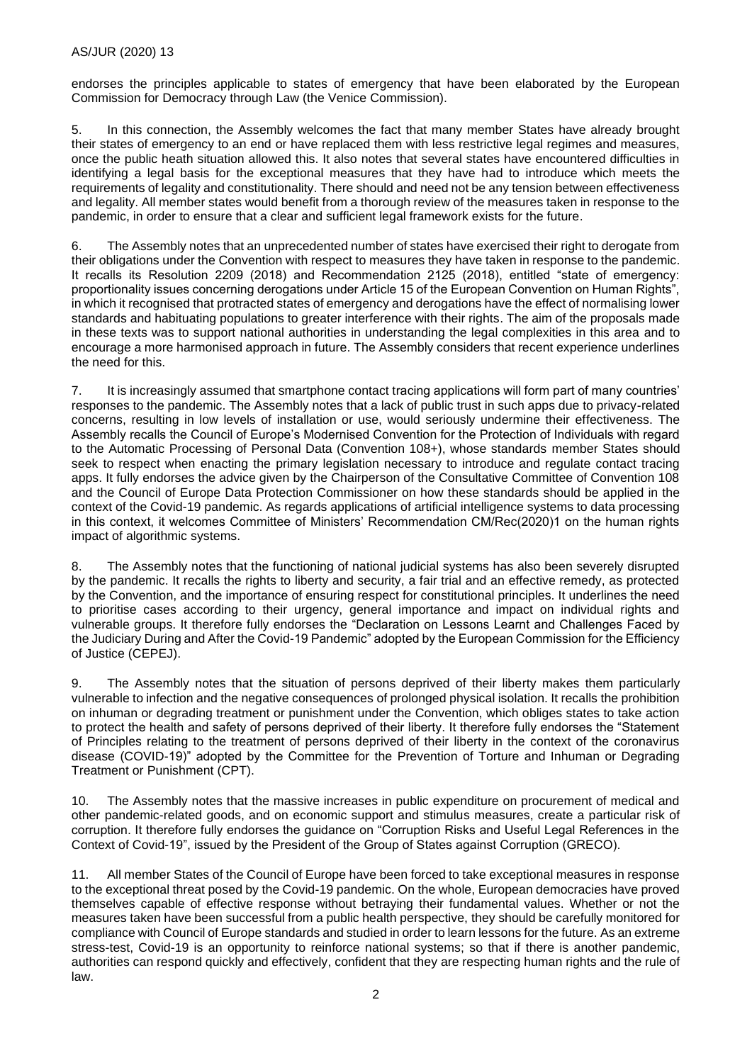endorses the principles applicable to states of emergency that have been elaborated by the European Commission for Democracy through Law (the Venice Commission).

5. In this connection, the Assembly welcomes the fact that many member States have already brought their states of emergency to an end or have replaced them with less restrictive legal regimes and measures, once the public heath situation allowed this. It also notes that several states have encountered difficulties in identifying a legal basis for the exceptional measures that they have had to introduce which meets the requirements of legality and constitutionality. There should and need not be any tension between effectiveness and legality. All member states would benefit from a thorough review of the measures taken in response to the pandemic, in order to ensure that a clear and sufficient legal framework exists for the future.

6. The Assembly notes that an unprecedented number of states have exercised their right to derogate from their obligations under the Convention with respect to measures they have taken in response to the pandemic. It recalls its Resolution 2209 (2018) and Recommendation 2125 (2018), entitled "state of emergency: proportionality issues concerning derogations under Article 15 of the European Convention on Human Rights", in which it recognised that protracted states of emergency and derogations have the effect of normalising lower standards and habituating populations to greater interference with their rights. The aim of the proposals made in these texts was to support national authorities in understanding the legal complexities in this area and to encourage a more harmonised approach in future. The Assembly considers that recent experience underlines the need for this.

7. It is increasingly assumed that smartphone contact tracing applications will form part of many countries' responses to the pandemic. The Assembly notes that a lack of public trust in such apps due to privacy-related concerns, resulting in low levels of installation or use, would seriously undermine their effectiveness. The Assembly recalls the Council of Europe's Modernised Convention for the Protection of Individuals with regard to the Automatic Processing of Personal Data (Convention 108+), whose standards member States should seek to respect when enacting the primary legislation necessary to introduce and regulate contact tracing apps. It fully endorses the advice given by the Chairperson of the Consultative Committee of Convention 108 and the Council of Europe Data Protection Commissioner on how these standards should be applied in the context of the Covid-19 pandemic. As regards applications of artificial intelligence systems to data processing in this context, it welcomes Committee of Ministers' Recommendation CM/Rec(2020)1 on the human rights impact of algorithmic systems.

8. The Assembly notes that the functioning of national judicial systems has also been severely disrupted by the pandemic. It recalls the rights to liberty and security, a fair trial and an effective remedy, as protected by the Convention, and the importance of ensuring respect for constitutional principles. It underlines the need to prioritise cases according to their urgency, general importance and impact on individual rights and vulnerable groups. It therefore fully endorses the "Declaration on Lessons Learnt and Challenges Faced by the Judiciary During and After the Covid-19 Pandemic" adopted by the European Commission for the Efficiency of Justice (CEPEJ).

9. The Assembly notes that the situation of persons deprived of their liberty makes them particularly vulnerable to infection and the negative consequences of prolonged physical isolation. It recalls the prohibition on inhuman or degrading treatment or punishment under the Convention, which obliges states to take action to protect the health and safety of persons deprived of their liberty. It therefore fully endorses the "Statement of Principles relating to the treatment of persons deprived of their liberty in the context of the coronavirus disease (COVID-19)" adopted by the Committee for the Prevention of Torture and Inhuman or Degrading Treatment or Punishment (CPT).

10. The Assembly notes that the massive increases in public expenditure on procurement of medical and other pandemic-related goods, and on economic support and stimulus measures, create a particular risk of corruption. It therefore fully endorses the guidance on "Corruption Risks and Useful Legal References in the Context of Covid-19", issued by the President of the Group of States against Corruption (GRECO).

11. All member States of the Council of Europe have been forced to take exceptional measures in response to the exceptional threat posed by the Covid-19 pandemic. On the whole, European democracies have proved themselves capable of effective response without betraying their fundamental values. Whether or not the measures taken have been successful from a public health perspective, they should be carefully monitored for compliance with Council of Europe standards and studied in order to learn lessons for the future. As an extreme stress-test, Covid-19 is an opportunity to reinforce national systems; so that if there is another pandemic, authorities can respond quickly and effectively, confident that they are respecting human rights and the rule of law.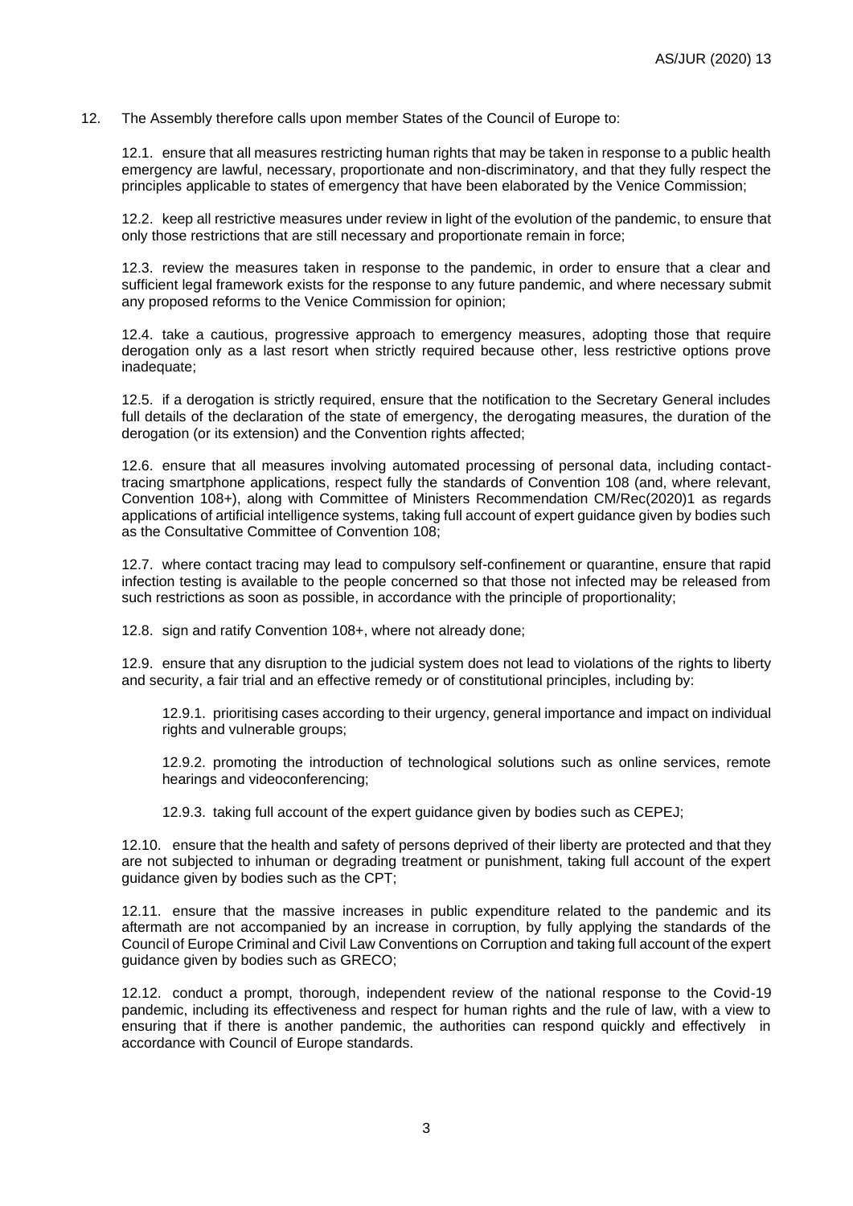12. The Assembly therefore calls upon member States of the Council of Europe to:

12.1. ensure that all measures restricting human rights that may be taken in response to a public health emergency are lawful, necessary, proportionate and non-discriminatory, and that they fully respect the principles applicable to states of emergency that have been elaborated by the Venice Commission;

12.2. keep all restrictive measures under review in light of the evolution of the pandemic, to ensure that only those restrictions that are still necessary and proportionate remain in force;

12.3. review the measures taken in response to the pandemic, in order to ensure that a clear and sufficient legal framework exists for the response to any future pandemic, and where necessary submit any proposed reforms to the Venice Commission for opinion;

12.4. take a cautious, progressive approach to emergency measures, adopting those that require derogation only as a last resort when strictly required because other, less restrictive options prove inadequate;

12.5. if a derogation is strictly required, ensure that the notification to the Secretary General includes full details of the declaration of the state of emergency, the derogating measures, the duration of the derogation (or its extension) and the Convention rights affected;

12.6. ensure that all measures involving automated processing of personal data, including contact-tracing smartphone applications, respect fully the standards of Convention 108 (and, where relevant, Convention 108+), along with Committee of Ministers Recommendation CM/Rec(2020)1 as regards applications of artificial intelligence systems, taking full account of expert guidance given by bodies such as the Consultative Committee of Convention 108;

12.7. where contact tracing may lead to compulsory self-confinement or quarantine, ensure that rapid infection testing is available to the people concerned so that those not infected may be released from such restrictions as soon as possible, in accordance with the principle of proportionality;

12.8. sign and ratify Convention 108+, where not already done;

12.9. ensure that any disruption to the judicial system does not lead to violations of the rights to liberty and security, a fair trial and an effective remedy or of constitutional principles, including by:

12.9.1. prioritising cases according to their urgency, general importance and impact on individual rights and vulnerable groups;

12.9.2. promoting the introduction of technological solutions such as online services, remote hearings and videoconferencing;

12.9.3. taking full account of the expert guidance given by bodies such as CEPEJ;

12.10. ensure that the health and safety of persons deprived of their liberty are protected and that they are not subjected to inhuman or degrading treatment or punishment, taking full account of the expert guidance given by bodies such as the CPT;

12.11. ensure that the massive increases in public expenditure related to the pandemic and its aftermath are not accompanied by an increase in corruption, by fully applying the standards of the Council of Europe Criminal and Civil Law Conventions on Corruption and taking full account of the expert guidance given by bodies such as GRECO;

12.12. conduct a prompt, thorough, independent review of the national response to the Covid-19 pandemic, including its effectiveness and respect for human rights and the rule of law, with a view to ensuring that if there is another pandemic, the authorities can respond quickly and effectively in accordance with Council of Europe standards.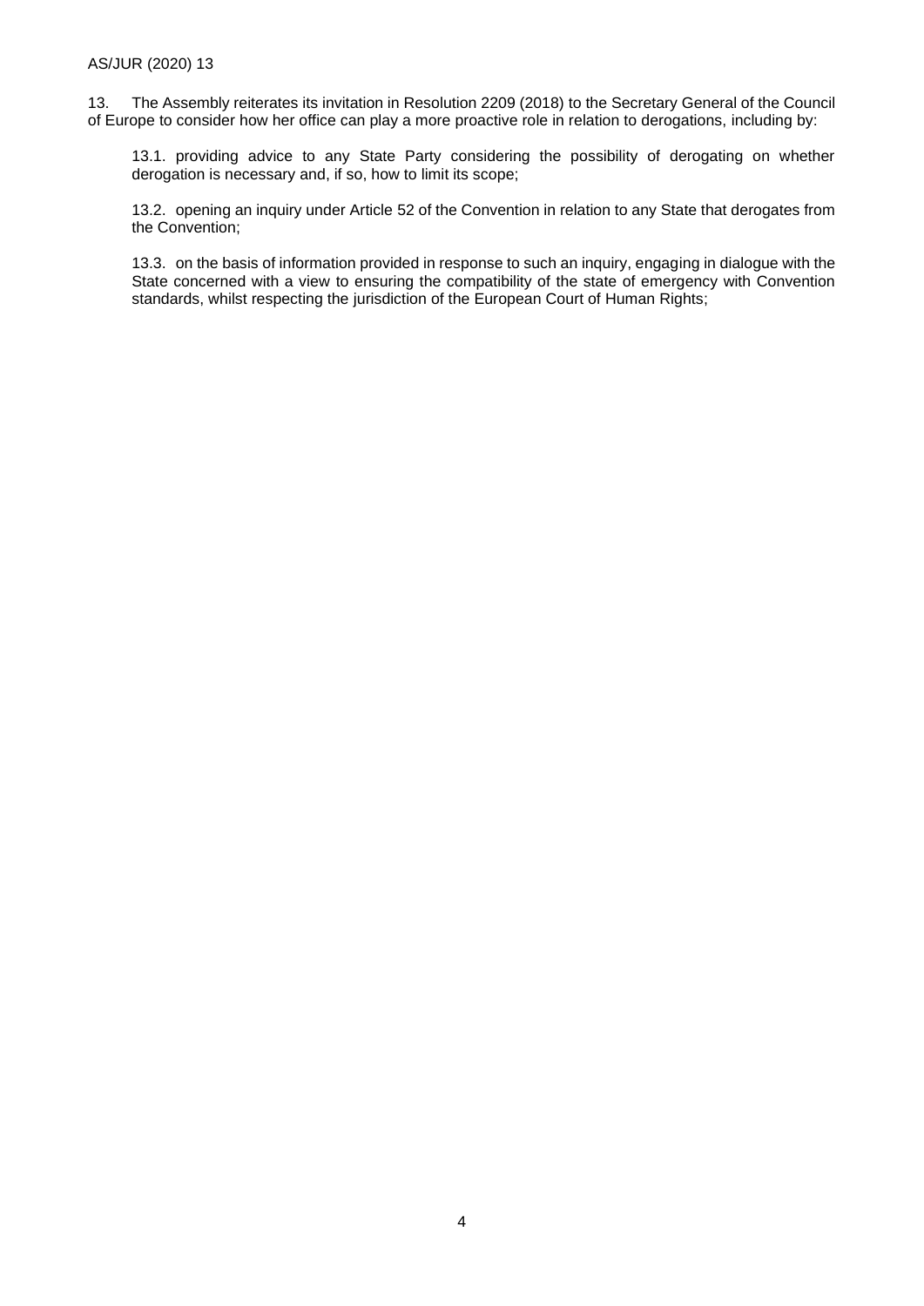13. The Assembly reiterates its invitation in Resolution 2209 (2018) to the Secretary General of the Council of Europe to consider how her office can play a more proactive role in relation to derogations, including by:

13.1. providing advice to any State Party considering the possibility of derogating on whether derogation is necessary and, if so, how to limit its scope;

13.2. opening an inquiry under Article 52 of the Convention in relation to any State that derogates from the Convention;

13.3. on the basis of information provided in response to such an inquiry, engaging in dialogue with the State concerned with a view to ensuring the compatibility of the state of emergency with Convention standards, whilst respecting the jurisdiction of the European Court of Human Rights;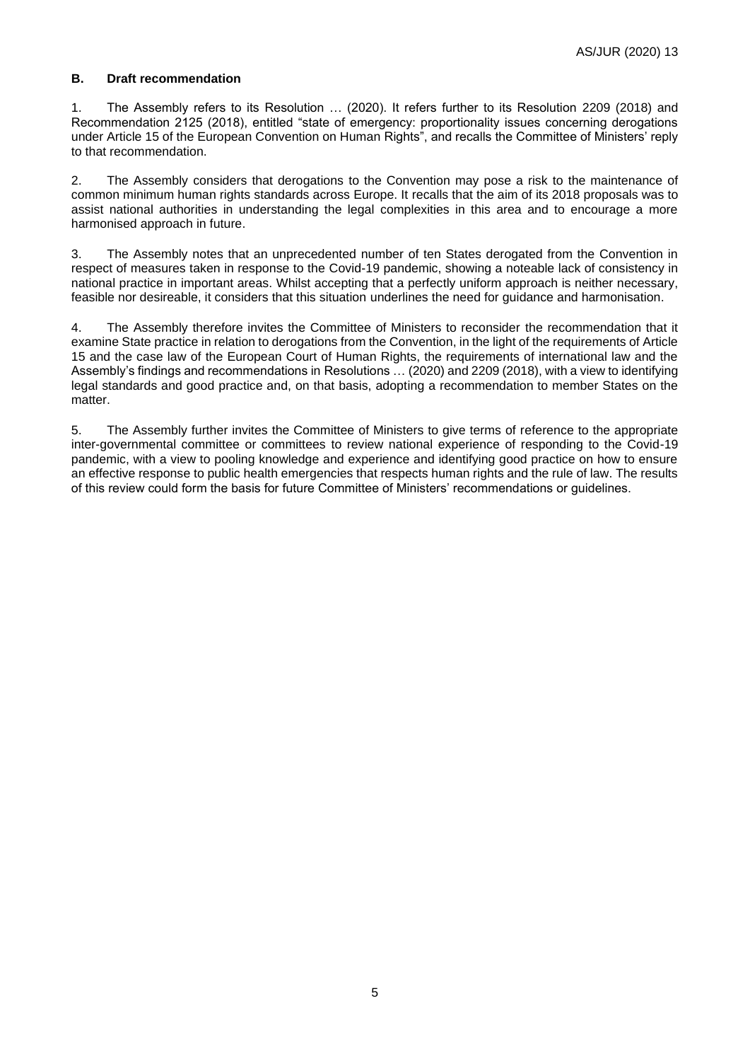## B. Draft recommendation

1. The Assembly refers to its Resolution … (2020). It refers further to its Resolution 2209 (2018) and Recommendation 2125 (2018), entitled "state of emergency: proportionality issues concerning derogations under Article 15 of the European Convention on Human Rights", and recalls the Committee of Ministers' reply to that recommendation.

2. The Assembly considers that derogations to the Convention may pose a risk to the maintenance of common minimum human rights standards across Europe. It recalls that the aim of its 2018 proposals was to assist national authorities in understanding the legal complexities in this area and to encourage a more harmonised approach in future.

3. The Assembly notes that an unprecedented number of ten States derogated from the Convention in respect of measures taken in response to the Covid-19 pandemic, showing a noteable lack of consistency in national practice in important areas. Whilst accepting that a perfectly uniform approach is neither necessary, feasible nor desireable, it considers that this situation underlines the need for guidance and harmonisation.

4. The Assembly therefore invites the Committee of Ministers to reconsider the recommendation that it examine State practice in relation to derogations from the Convention, in the light of the requirements of Article 15 and the case law of the European Court of Human Rights, the requirements of international law and the Assembly's findings and recommendations in Resolutions … (2020) and 2209 (2018), with a view to identifying legal standards and good practice and, on that basis, adopting a recommendation to member States on the matter.

5. The Assembly further invites the Committee of Ministers to give terms of reference to the appropriate inter-governmental committee or committees to review national experience of responding to the Covid-19 pandemic, with a view to pooling knowledge and experience and identifying good practice on how to ensure an effective response to public health emergencies that respects human rights and the rule of law. The results of this review could form the basis for future Committee of Ministers' recommendations or guidelines.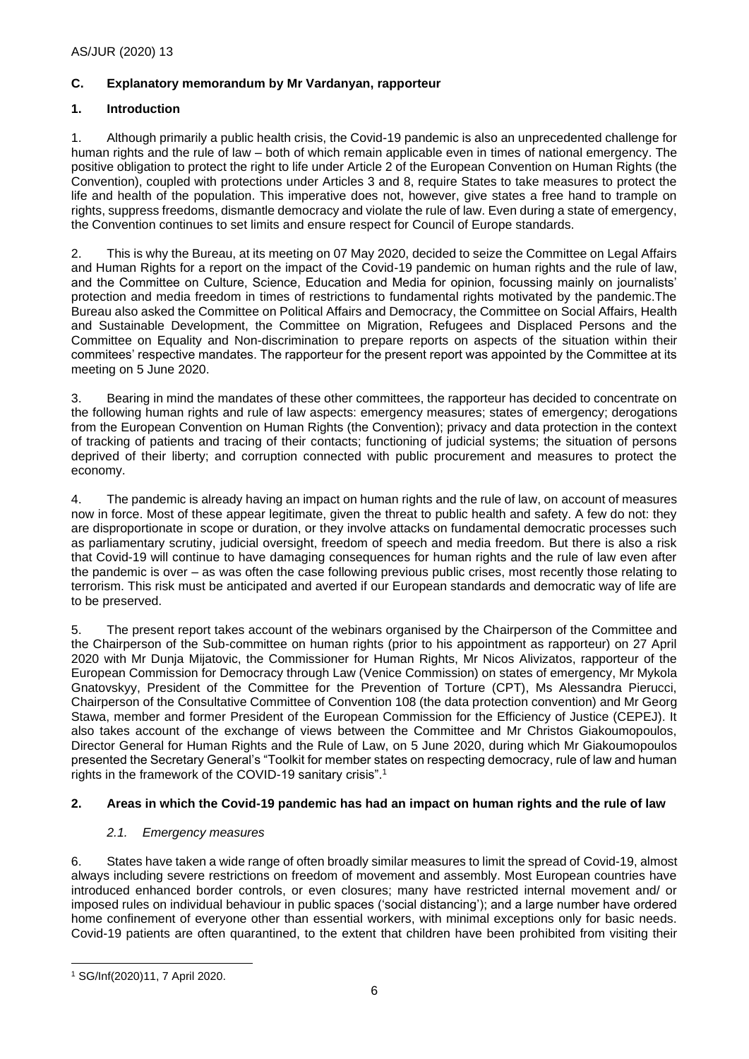## C. Explanatory memorandum by Mr Vardanyan, rapporteur

### 1. Introduction

1. Although primarily a public health crisis, the Covid-19 pandemic is also an unprecedented challenge for human rights and the rule of law – both of which remain applicable even in times of national emergency. The positive obligation to protect the right to life under Article 2 of the European Convention on Human Rights (the Convention), coupled with protections under Articles 3 and 8, require States to take measures to protect the life and health of the population. This imperative does not, however, give states a free hand to trample on rights, suppress freedoms, dismantle democracy and violate the rule of law. Even during a state of emergency, the Convention continues to set limits and ensure respect for Council of Europe standards.

2. This is why the Bureau, at its meeting on 07 May 2020, decided to seize the Committee on Legal Affairs and Human Rights for a report on the impact of the Covid-19 pandemic on human rights and the rule of law, and the Committee on Culture, Science, Education and Media for opinion, focussing mainly on journalists' protection and media freedom in times of restrictions to fundamental rights motivated by the pandemic.The Bureau also asked the Committee on Political Affairs and Democracy, the Committee on Social Affairs, Health and Sustainable Development, the Committee on Migration, Refugees and Displaced Persons and the Committee on Equality and Non-discrimination to prepare reports on aspects of the situation within their commitees' respective mandates. The rapporteur for the present report was appointed by the Committee at its meeting on 5 June 2020.

3. Bearing in mind the mandates of these other committees, the rapporteur has decided to concentrate on the following human rights and rule of law aspects: emergency measures; states of emergency; derogations from the European Convention on Human Rights (the Convention); privacy and data protection in the context of tracking of patients and tracing of their contacts; functioning of judicial systems; the situation of persons deprived of their liberty; and corruption connected with public procurement and measures to protect the economy.

4. The pandemic is already having an impact on human rights and the rule of law, on account of measures now in force. Most of these appear legitimate, given the threat to public health and safety. A few do not: they are disproportionate in scope or duration, or they involve attacks on fundamental democratic processes such as parliamentary scrutiny, judicial oversight, freedom of speech and media freedom. But there is also a risk that Covid-19 will continue to have damaging consequences for human rights and the rule of law even after the pandemic is over – as was often the case following previous public crises, most recently those relating to terrorism. This risk must be anticipated and averted if our European standards and democratic way of life are to be preserved.

5. The present report takes account of the webinars organised by the Chairperson of the Committee and the Chairperson of the Sub-committee on human rights (prior to his appointment as rapporteur) on 27 April 2020 with Mr Dunja Mijatovic, the Commissioner for Human Rights, Mr Nicos Alivizatos, rapporteur of the European Commission for Democracy through Law (Venice Commission) on states of emergency, Mr Mykola Gnatovskyy, President of the Committee for the Prevention of Torture (CPT), Ms Alessandra Pierucci, Chairperson of the Consultative Committee of Convention 108 (the data protection convention) and Mr Georg Stawa, member and former President of the European Commission for the Efficiency of Justice (CEPEJ). It also takes account of the exchange of views between the Committee and Mr Christos Giakoumopoulos, Director General for Human Rights and the Rule of Law, on 5 June 2020, during which Mr Giakoumopoulos presented the Secretary General's "Toolkit for member states on respecting democracy, rule of law and human rights in the framework of the COVID-19 sanitary crisis".[1]

### 2. Areas in which the Covid-19 pandemic has had an impact on human rights and the rule of law

#### *2.1. Emergency measures*

6. States have taken a wide range of often broadly similar measures to limit the spread of Covid-19, almost always including severe restrictions on freedom of movement and assembly. Most European countries have introduced enhanced border controls, or even closures; many have restricted internal movement and/ or imposed rules on individual behaviour in public spaces ('social distancing'); and a large number have ordered home confinement of everyone other than essential workers, with minimal exceptions only for basic needs. Covid-19 patients are often quarantined, to the extent that children have been prohibited from visiting their

---

[1] SG/Inf(2020)11, 7 April 2020.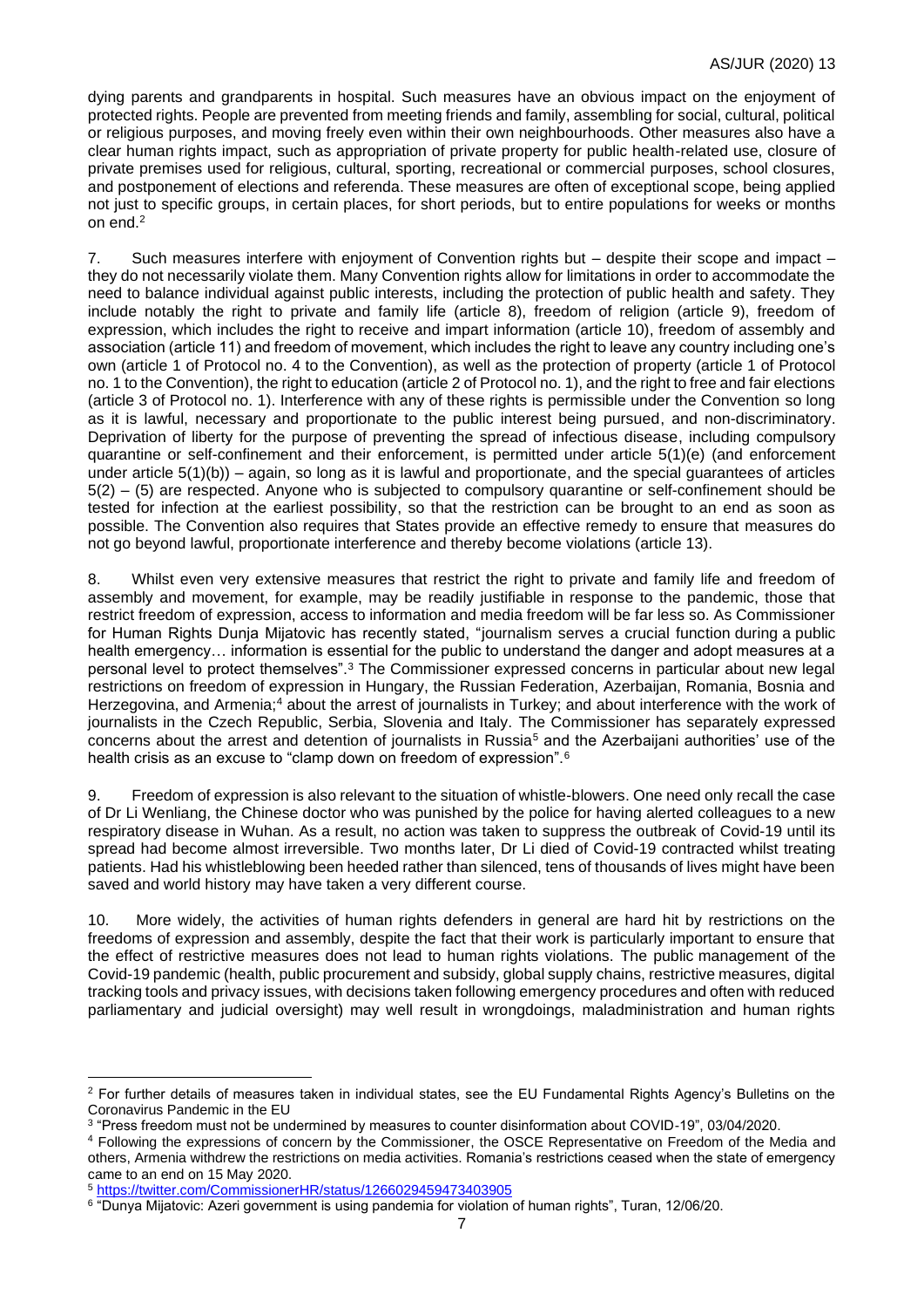dying parents and grandparents in hospital. Such measures have an obvious impact on the enjoyment of protected rights. People are prevented from meeting friends and family, assembling for social, cultural, political or religious purposes, and moving freely even within their own neighbourhoods. Other measures also have a clear human rights impact, such as appropriation of private property for public health-related use, closure of private premises used for religious, cultural, sporting, recreational or commercial purposes, school closures, and postponement of elections and referenda. These measures are often of exceptional scope, being applied not just to specific groups, in certain places, for short periods, but to entire populations for weeks or months on end.[2]

7. Such measures interfere with enjoyment of Convention rights but – despite their scope and impact – they do not necessarily violate them. Many Convention rights allow for limitations in order to accommodate the need to balance individual against public interests, including the protection of public health and safety. They include notably the right to private and family life (article 8), freedom of religion (article 9), freedom of expression, which includes the right to receive and impart information (article 10), freedom of assembly and association (article 11) and freedom of movement, which includes the right to leave any country including one's own (article 1 of Protocol no. 4 to the Convention), as well as the protection of property (article 1 of Protocol no. 1 to the Convention), the right to education (article 2 of Protocol no. 1), and the right to free and fair elections (article 3 of Protocol no. 1). Interference with any of these rights is permissible under the Convention so long as it is lawful, necessary and proportionate to the public interest being pursued, and non-discriminatory. Deprivation of liberty for the purpose of preventing the spread of infectious disease, including compulsory quarantine or self-confinement and their enforcement, is permitted under article 5(1)(e) (and enforcement under article 5(1)(b)) – again, so long as it is lawful and proportionate, and the special guarantees of articles 5(2) – (5) are respected. Anyone who is subjected to compulsory quarantine or self-confinement should be tested for infection at the earliest possibility, so that the restriction can be brought to an end as soon as possible. The Convention also requires that States provide an effective remedy to ensure that measures do not go beyond lawful, proportionate interference and thereby become violations (article 13).

8. Whilst even very extensive measures that restrict the right to private and family life and freedom of assembly and movement, for example, may be readily justifiable in response to the pandemic, those that restrict freedom of expression, access to information and media freedom will be far less so. As Commissioner for Human Rights Dunja Mijatovic has recently stated, "journalism serves a crucial function during a public health emergency… information is essential for the public to understand the danger and adopt measures at a personal level to protect themselves".[3] The Commissioner expressed concerns in particular about new legal restrictions on freedom of expression in Hungary, the Russian Federation, Azerbaijan, Romania, Bosnia and Herzegovina, and Armenia;[4] about the arrest of journalists in Turkey; and about interference with the work of journalists in the Czech Republic, Serbia, Slovenia and Italy. The Commissioner has separately expressed concerns about the arrest and detention of journalists in Russia[5] and the Azerbaijani authorities' use of the health crisis as an excuse to "clamp down on freedom of expression".[6]

9. Freedom of expression is also relevant to the situation of whistle-blowers. One need only recall the case of Dr Li Wenliang, the Chinese doctor who was punished by the police for having alerted colleagues to a new respiratory disease in Wuhan. As a result, no action was taken to suppress the outbreak of Covid-19 until its spread had become almost irreversible. Two months later, Dr Li died of Covid-19 contracted whilst treating patients. Had his whistleblowing been heeded rather than silenced, tens of thousands of lives might have been saved and world history may have taken a very different course.

10. More widely, the activities of human rights defenders in general are hard hit by restrictions on the freedoms of expression and assembly, despite the fact that their work is particularly important to ensure that the effect of restrictive measures does not lead to human rights violations. The public management of the Covid-19 pandemic (health, public procurement and subsidy, global supply chains, restrictive measures, digital tracking tools and privacy issues, with decisions taken following emergency procedures and often with reduced parliamentary and judicial oversight) may well result in wrongdoings, maladministration and human rights

---

[2] For further details of measures taken in individual states, see the EU Fundamental Rights Agency's Bulletins on the Coronavirus Pandemic in the EU

[3] "Press freedom must not be undermined by measures to counter disinformation about COVID-19", 03/04/2020.

[4] Following the expressions of concern by the Commissioner, the OSCE Representative on Freedom of the Media and others, Armenia withdrew the restrictions on media activities. Romania's restrictions ceased when the state of emergency came to an end on 15 May 2020.

[5] https://twitter.com/CommissionerHR/status/1266029459473403905

[6] "Dunya Mijatovic: Azeri government is using pandemia for violation of human rights", Turan, 12/06/20.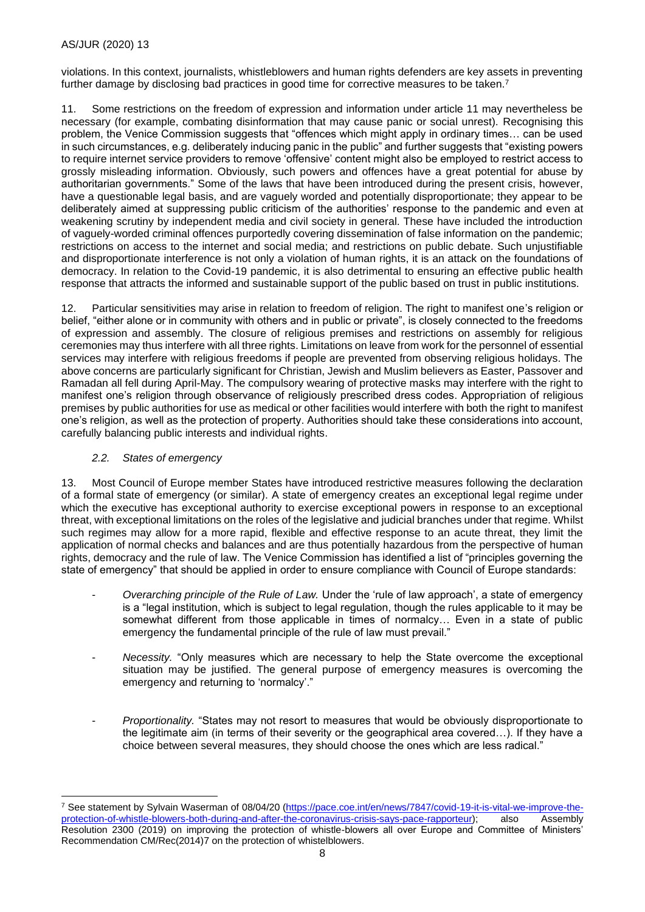violations. In this context, journalists, whistleblowers and human rights defenders are key assets in preventing further damage by disclosing bad practices in good time for corrective measures to be taken.[7]

11. Some restrictions on the freedom of expression and information under article 11 may nevertheless be necessary (for example, combating disinformation that may cause panic or social unrest). Recognising this problem, the Venice Commission suggests that "offences which might apply in ordinary times… can be used in such circumstances, e.g. deliberately inducing panic in the public" and further suggests that "existing powers to require internet service providers to remove 'offensive' content might also be employed to restrict access to grossly misleading information. Obviously, such powers and offences have a great potential for abuse by authoritarian governments." Some of the laws that have been introduced during the present crisis, however, have a questionable legal basis, and are vaguely worded and potentially disproportionate; they appear to be deliberately aimed at suppressing public criticism of the authorities' response to the pandemic and even at weakening scrutiny by independent media and civil society in general. These have included the introduction of vaguely-worded criminal offences purportedly covering dissemination of false information on the pandemic; restrictions on access to the internet and social media; and restrictions on public debate. Such unjustifiable and disproportionate interference is not only a violation of human rights, it is an attack on the foundations of democracy. In relation to the Covid-19 pandemic, it is also detrimental to ensuring an effective public health response that attracts the informed and sustainable support of the public based on trust in public institutions.

12. Particular sensitivities may arise in relation to freedom of religion. The right to manifest one's religion or belief, "either alone or in community with others and in public or private", is closely connected to the freedoms of expression and assembly. The closure of religious premises and restrictions on assembly for religious ceremonies may thus interfere with all three rights. Limitations on leave from work for the personnel of essential services may interfere with religious freedoms if people are prevented from observing religious holidays. The above concerns are particularly significant for Christian, Jewish and Muslim believers as Easter, Passover and Ramadan all fell during April-May. The compulsory wearing of protective masks may interfere with the right to manifest one's religion through observance of religiously prescribed dress codes. Appropriation of religious premises by public authorities for use as medical or other facilities would interfere with both the right to manifest one's religion, as well as the protection of property. Authorities should take these considerations into account, carefully balancing public interests and individual rights.

### *2.2. States of emergency*

13. Most Council of Europe member States have introduced restrictive measures following the declaration of a formal state of emergency (or similar). A state of emergency creates an exceptional legal regime under which the executive has exceptional authority to exercise exceptional powers in response to an exceptional threat, with exceptional limitations on the roles of the legislative and judicial branches under that regime. Whilst such regimes may allow for a more rapid, flexible and effective response to an acute threat, they limit the application of normal checks and balances and are thus potentially hazardous from the perspective of human rights, democracy and the rule of law. The Venice Commission has identified a list of "principles governing the state of emergency" that should be applied in order to ensure compliance with Council of Europe standards:

- *Overarching principle of the Rule of Law.* Under the 'rule of law approach', a state of emergency is a "legal institution, which is subject to legal regulation, though the rules applicable to it may be somewhat different from those applicable in times of normalcy… Even in a state of public emergency the fundamental principle of the rule of law must prevail."
- *Necessity.* "Only measures which are necessary to help the State overcome the exceptional situation may be justified. The general purpose of emergency measures is overcoming the emergency and returning to 'normalcy'."
- *Proportionality.* "States may not resort to measures that would be obviously disproportionate to the legitimate aim (in terms of their severity or the geographical area covered…). If they have a choice between several measures, they should choose the ones which are less radical."

---

[7] See statement by Sylvain Waserman of 08/04/20 (https://pace.coe.int/en/news/7847/covid-19-it-is-vital-we-improve-the-protection-of-whistle-blowers-both-during-and-after-the-coronavirus-crisis-says-pace-rapporteur); also Assembly Resolution 2300 (2019) on improving the protection of whistle-blowers all over Europe and Committee of Ministers' Recommendation CM/Rec(2014)7 on the protection of whistelblowers.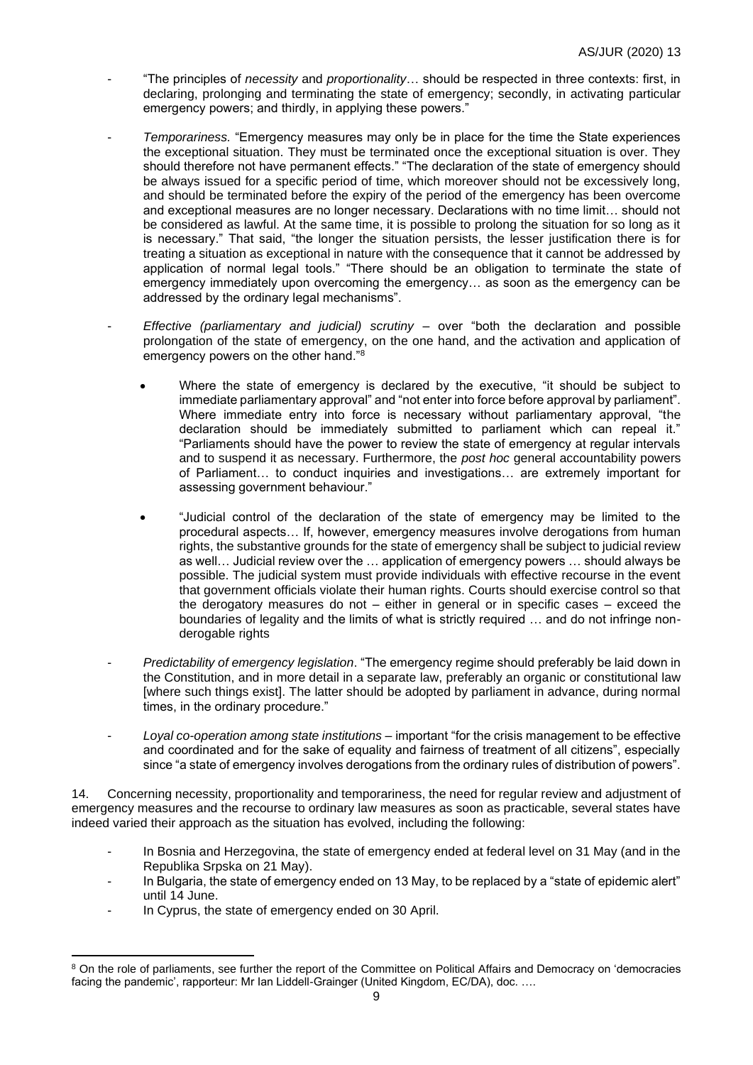- "The principles of *necessity* and *proportionality*… should be respected in three contexts: first, in declaring, prolonging and terminating the state of emergency; secondly, in activating particular emergency powers; and thirdly, in applying these powers."

- *Temporariness.* "Emergency measures may only be in place for the time the State experiences the exceptional situation. They must be terminated once the exceptional situation is over. They should therefore not have permanent effects." "The declaration of the state of emergency should be always issued for a specific period of time, which moreover should not be excessively long, and should be terminated before the expiry of the period of the emergency has been overcome and exceptional measures are no longer necessary. Declarations with no time limit… should not be considered as lawful. At the same time, it is possible to prolong the situation for so long as it is necessary." That said, "the longer the situation persists, the lesser justification there is for treating a situation as exceptional in nature with the consequence that it cannot be addressed by application of normal legal tools." "There should be an obligation to terminate the state of emergency immediately upon overcoming the emergency… as soon as the emergency can be addressed by the ordinary legal mechanisms".

- *Effective (parliamentary and judicial) scrutiny* – over "both the declaration and possible prolongation of the state of emergency, on the one hand, and the activation and application of emergency powers on the other hand."[8]

    - Where the state of emergency is declared by the executive, "it should be subject to immediate parliamentary approval" and "not enter into force before approval by parliament". Where immediate entry into force is necessary without parliamentary approval, "the declaration should be immediately submitted to parliament which can repeal it." "Parliaments should have the power to review the state of emergency at regular intervals and to suspend it as necessary. Furthermore, the *post hoc* general accountability powers of Parliament… to conduct inquiries and investigations… are extremely important for assessing government behaviour."

    - "Judicial control of the declaration of the state of emergency may be limited to the procedural aspects… If, however, emergency measures involve derogations from human rights, the substantive grounds for the state of emergency shall be subject to judicial review as well… Judicial review over the … application of emergency powers … should always be possible. The judicial system must provide individuals with effective recourse in the event that government officials violate their human rights. Courts should exercise control so that the derogatory measures do not – either in general or in specific cases – exceed the boundaries of legality and the limits of what is strictly required … and do not infringe non-derogable rights

- *Predictability of emergency legislation*. "The emergency regime should preferably be laid down in the Constitution, and in more detail in a separate law, preferably an organic or constitutional law [where such things exist]. The latter should be adopted by parliament in advance, during normal times, in the ordinary procedure."

- *Loyal co-operation among state institutions* – important "for the crisis management to be effective and coordinated and for the sake of equality and fairness of treatment of all citizens", especially since "a state of emergency involves derogations from the ordinary rules of distribution of powers".

14. Concerning necessity, proportionality and temporariness, the need for regular review and adjustment of emergency measures and the recourse to ordinary law measures as soon as practicable, several states have indeed varied their approach as the situation has evolved, including the following:

- In Bosnia and Herzegovina, the state of emergency ended at federal level on 31 May (and in the Republika Srpska on 21 May).
- In Bulgaria, the state of emergency ended on 13 May, to be replaced by a "state of epidemic alert" until 14 June.
- In Cyprus, the state of emergency ended on 30 April.

[8] On the role of parliaments, see further the report of the Committee on Political Affairs and Democracy on 'democracies facing the pandemic', rapporteur: Mr Ian Liddell-Grainger (United Kingdom, EC/DA), doc. ….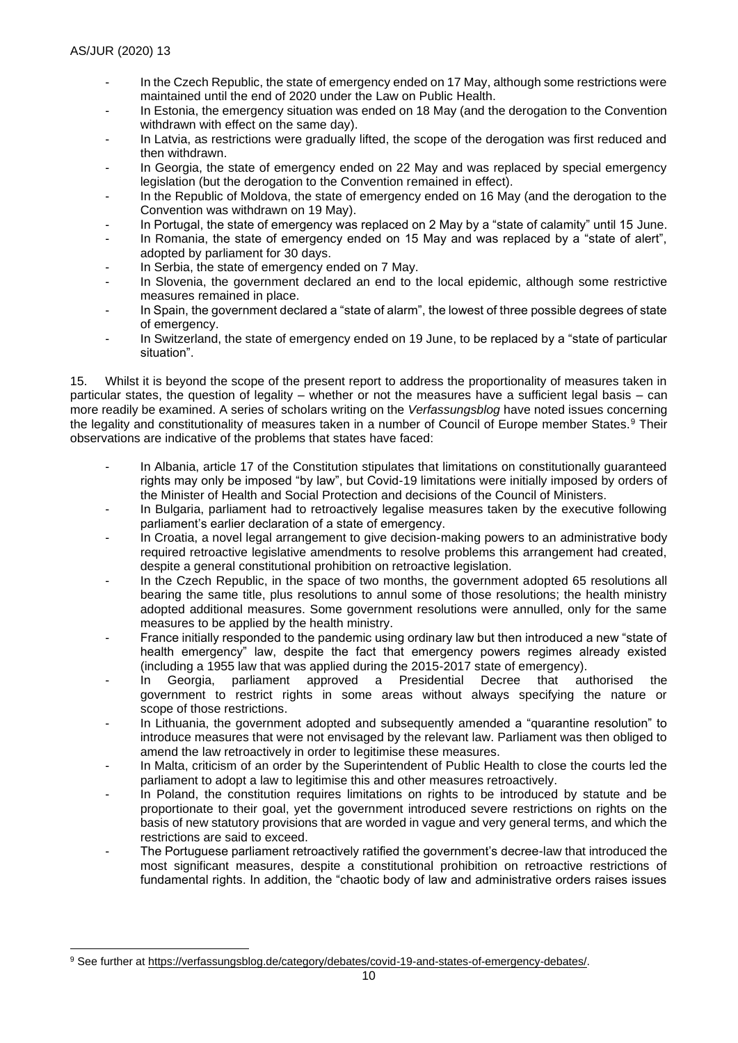- In the Czech Republic, the state of emergency ended on 17 May, although some restrictions were maintained until the end of 2020 under the Law on Public Health.
- In Estonia, the emergency situation was ended on 18 May (and the derogation to the Convention withdrawn with effect on the same day).
- In Latvia, as restrictions were gradually lifted, the scope of the derogation was first reduced and then withdrawn.
- In Georgia, the state of emergency ended on 22 May and was replaced by special emergency legislation (but the derogation to the Convention remained in effect).
- In the Republic of Moldova, the state of emergency ended on 16 May (and the derogation to the Convention was withdrawn on 19 May).
- In Portugal, the state of emergency was replaced on 2 May by a "state of calamity" until 15 June.
- In Romania, the state of emergency ended on 15 May and was replaced by a "state of alert", adopted by parliament for 30 days.
- In Serbia, the state of emergency ended on 7 May.
- In Slovenia, the government declared an end to the local epidemic, although some restrictive measures remained in place.
- In Spain, the government declared a "state of alarm", the lowest of three possible degrees of state of emergency.
- In Switzerland, the state of emergency ended on 19 June, to be replaced by a "state of particular situation".

15. Whilst it is beyond the scope of the present report to address the proportionality of measures taken in particular states, the question of legality – whether or not the measures have a sufficient legal basis – can more readily be examined. A series of scholars writing on the *Verfassungsblog* have noted issues concerning the legality and constitutionality of measures taken in a number of Council of Europe member States.[9] Their observations are indicative of the problems that states have faced:

- In Albania, article 17 of the Constitution stipulates that limitations on constitutionally guaranteed rights may only be imposed "by law", but Covid-19 limitations were initially imposed by orders of the Minister of Health and Social Protection and decisions of the Council of Ministers.
- In Bulgaria, parliament had to retroactively legalise measures taken by the executive following parliament's earlier declaration of a state of emergency.
- In Croatia, a novel legal arrangement to give decision-making powers to an administrative body required retroactive legislative amendments to resolve problems this arrangement had created, despite a general constitutional prohibition on retroactive legislation.
- In the Czech Republic, in the space of two months, the government adopted 65 resolutions all bearing the same title, plus resolutions to annul some of those resolutions; the health ministry adopted additional measures. Some government resolutions were annulled, only for the same measures to be applied by the health ministry.
- France initially responded to the pandemic using ordinary law but then introduced a new "state of health emergency" law, despite the fact that emergency powers regimes already existed (including a 1955 law that was applied during the 2015-2017 state of emergency).
- In Georgia, parliament approved a Presidential Decree that authorised the government to restrict rights in some areas without always specifying the nature or scope of those restrictions.
- In Lithuania, the government adopted and subsequently amended a "quarantine resolution" to introduce measures that were not envisaged by the relevant law. Parliament was then obliged to amend the law retroactively in order to legitimise these measures.
- In Malta, criticism of an order by the Superintendent of Public Health to close the courts led the parliament to adopt a law to legitimise this and other measures retroactively.
- In Poland, the constitution requires limitations on rights to be introduced by statute and be proportionate to their goal, yet the government introduced severe restrictions on rights on the basis of new statutory provisions that are worded in vague and very general terms, and which the restrictions are said to exceed.
- The Portuguese parliament retroactively ratified the government's decree-law that introduced the most significant measures, despite a constitutional prohibition on retroactive restrictions of fundamental rights. In addition, the "chaotic body of law and administrative orders raises issues

[9] See further at https://verfassungsblog.de/category/debates/covid-19-and-states-of-emergency-debates/.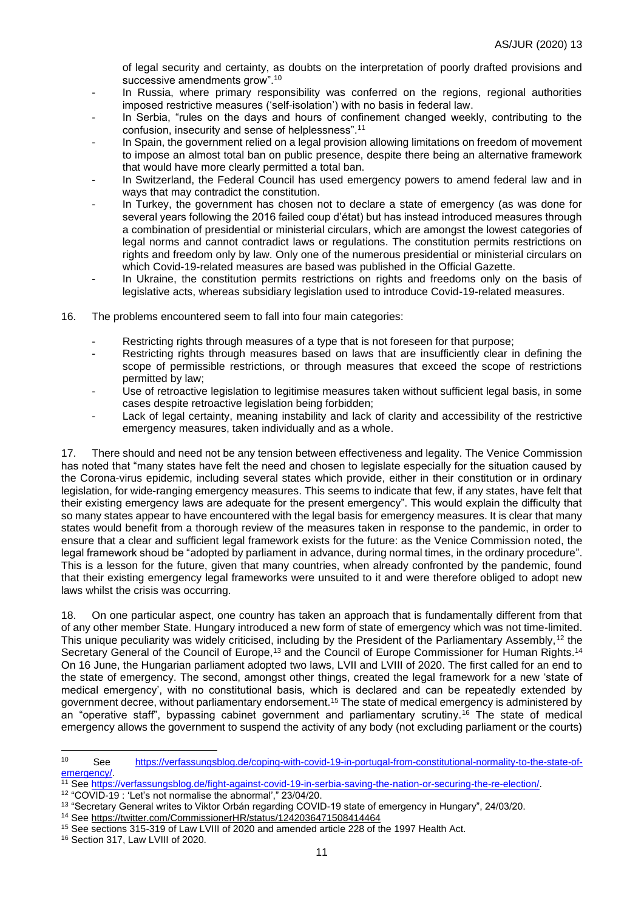of legal security and certainty, as doubts on the interpretation of poorly drafted provisions and successive amendments grow".[10]

- In Russia, where primary responsibility was conferred on the regions, regional authorities imposed restrictive measures ('self-isolation') with no basis in federal law.
- In Serbia, "rules on the days and hours of confinement changed weekly, contributing to the confusion, insecurity and sense of helplessness".[11]
- In Spain, the government relied on a legal provision allowing limitations on freedom of movement to impose an almost total ban on public presence, despite there being an alternative framework that would have more clearly permitted a total ban.
- In Switzerland, the Federal Council has used emergency powers to amend federal law and in ways that may contradict the constitution.
- In Turkey, the government has chosen not to declare a state of emergency (as was done for several years following the 2016 failed coup d'état) but has instead introduced measures through a combination of presidential or ministerial circulars, which are amongst the lowest categories of legal norms and cannot contradict laws or regulations. The constitution permits restrictions on rights and freedom only by law. Only one of the numerous presidential or ministerial circulars on which Covid-19-related measures are based was published in the Official Gazette.
- In Ukraine, the constitution permits restrictions on rights and freedoms only on the basis of legislative acts, whereas subsidiary legislation used to introduce Covid-19-related measures.

16. The problems encountered seem to fall into four main categories:

- Restricting rights through measures of a type that is not foreseen for that purpose;
- Restricting rights through measures based on laws that are insufficiently clear in defining the scope of permissible restrictions, or through measures that exceed the scope of restrictions permitted by law;
- Use of retroactive legislation to legitimise measures taken without sufficient legal basis, in some cases despite retroactive legislation being forbidden;
- Lack of legal certainty, meaning instability and lack of clarity and accessibility of the restrictive emergency measures, taken individually and as a whole.

17. There should and need not be any tension between effectiveness and legality. The Venice Commission has noted that "many states have felt the need and chosen to legislate especially for the situation caused by the Corona-virus epidemic, including several states which provide, either in their constitution or in ordinary legislation, for wide-ranging emergency measures. This seems to indicate that few, if any states, have felt that their existing emergency laws are adequate for the present emergency". This would explain the difficulty that so many states appear to have encountered with the legal basis for emergency measures. It is clear that many states would benefit from a thorough review of the measures taken in response to the pandemic, in order to ensure that a clear and sufficient legal framework exists for the future: as the Venice Commission noted, the legal framework shoud be "adopted by parliament in advance, during normal times, in the ordinary procedure". This is a lesson for the future, given that many countries, when already confronted by the pandemic, found that their existing emergency legal frameworks were unsuited to it and were therefore obliged to adopt new laws whilst the crisis was occurring.

18. On one particular aspect, one country has taken an approach that is fundamentally different from that of any other member State. Hungary introduced a new form of state of emergency which was not time-limited. This unique peculiarity was widely criticised, including by the President of the Parliamentary Assembly,[12] the Secretary General of the Council of Europe,[13] and the Council of Europe Commissioner for Human Rights.[14] On 16 June, the Hungarian parliament adopted two laws, LVII and LVIII of 2020. The first called for an end to the state of emergency. The second, amongst other things, created the legal framework for a new 'state of medical emergency', with no constitutional basis, which is declared and can be repeatedly extended by government decree, without parliamentary endorsement.[15] The state of medical emergency is administered by an "operative staff", bypassing cabinet government and parliamentary scrutiny.[16] The state of medical emergency allows the government to suspend the activity of any body (not excluding parliament or the courts)

---

[10] See https://verfassungsblog.de/coping-with-covid-19-in-portugal-from-constitutional-normality-to-the-state-of-emergency/.

[11] See https://verfassungsblog.de/fight-against-covid-19-in-serbia-saving-the-nation-or-securing-the-re-election/.

[12] "COVID-19 : 'Let's not normalise the abnormal'," 23/04/20.

[13] "Secretary General writes to Viktor Orbán regarding COVID-19 state of emergency in Hungary", 24/03/20.

[14] See https://twitter.com/CommissionerHR/status/1242036471508414464

[15] See sections 315-319 of Law LVIII of 2020 and amended article 228 of the 1997 Health Act.

[16] Section 317, Law LVIII of 2020.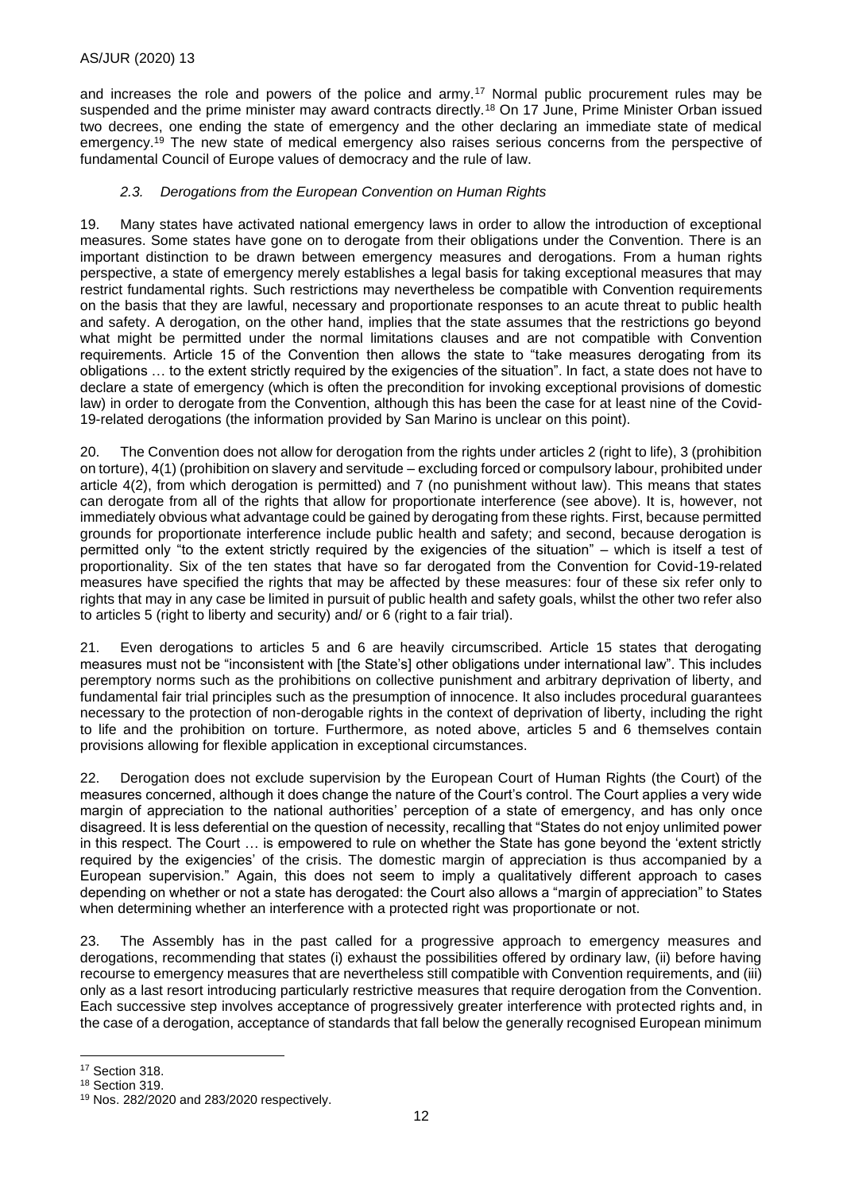and increases the role and powers of the police and army.[17] Normal public procurement rules may be suspended and the prime minister may award contracts directly.[18] On 17 June, Prime Minister Orban issued two decrees, one ending the state of emergency and the other declaring an immediate state of medical emergency.[19] The new state of medical emergency also raises serious concerns from the perspective of fundamental Council of Europe values of democracy and the rule of law.

### *2.3. Derogations from the European Convention on Human Rights*

19. Many states have activated national emergency laws in order to allow the introduction of exceptional measures. Some states have gone on to derogate from their obligations under the Convention. There is an important distinction to be drawn between emergency measures and derogations. From a human rights perspective, a state of emergency merely establishes a legal basis for taking exceptional measures that may restrict fundamental rights. Such restrictions may nevertheless be compatible with Convention requirements on the basis that they are lawful, necessary and proportionate responses to an acute threat to public health and safety. A derogation, on the other hand, implies that the state assumes that the restrictions go beyond what might be permitted under the normal limitations clauses and are not compatible with Convention requirements. Article 15 of the Convention then allows the state to "take measures derogating from its obligations … to the extent strictly required by the exigencies of the situation". In fact, a state does not have to declare a state of emergency (which is often the precondition for invoking exceptional provisions of domestic law) in order to derogate from the Convention, although this has been the case for at least nine of the Covid-19-related derogations (the information provided by San Marino is unclear on this point).

20. The Convention does not allow for derogation from the rights under articles 2 (right to life), 3 (prohibition on torture), 4(1) (prohibition on slavery and servitude – excluding forced or compulsory labour, prohibited under article 4(2), from which derogation is permitted) and 7 (no punishment without law). This means that states can derogate from all of the rights that allow for proportionate interference (see above). It is, however, not immediately obvious what advantage could be gained by derogating from these rights. First, because permitted grounds for proportionate interference include public health and safety; and second, because derogation is permitted only "to the extent strictly required by the exigencies of the situation" – which is itself a test of proportionality. Six of the ten states that have so far derogated from the Convention for Covid-19-related measures have specified the rights that may be affected by these measures: four of these six refer only to rights that may in any case be limited in pursuit of public health and safety goals, whilst the other two refer also to articles 5 (right to liberty and security) and/ or 6 (right to a fair trial).

21. Even derogations to articles 5 and 6 are heavily circumscribed. Article 15 states that derogating measures must not be "inconsistent with [the State's] other obligations under international law". This includes peremptory norms such as the prohibitions on collective punishment and arbitrary deprivation of liberty, and fundamental fair trial principles such as the presumption of innocence. It also includes procedural guarantees necessary to the protection of non-derogable rights in the context of deprivation of liberty, including the right to life and the prohibition on torture. Furthermore, as noted above, articles 5 and 6 themselves contain provisions allowing for flexible application in exceptional circumstances.

22. Derogation does not exclude supervision by the European Court of Human Rights (the Court) of the measures concerned, although it does change the nature of the Court's control. The Court applies a very wide margin of appreciation to the national authorities' perception of a state of emergency, and has only once disagreed. It is less deferential on the question of necessity, recalling that "States do not enjoy unlimited power in this respect. The Court … is empowered to rule on whether the State has gone beyond the 'extent strictly required by the exigencies' of the crisis. The domestic margin of appreciation is thus accompanied by a European supervision." Again, this does not seem to imply a qualitatively different approach to cases depending on whether or not a state has derogated: the Court also allows a "margin of appreciation" to States when determining whether an interference with a protected right was proportionate or not.

23. The Assembly has in the past called for a progressive approach to emergency measures and derogations, recommending that states (i) exhaust the possibilities offered by ordinary law, (ii) before having recourse to emergency measures that are nevertheless still compatible with Convention requirements, and (iii) only as a last resort introducing particularly restrictive measures that require derogation from the Convention. Each successive step involves acceptance of progressively greater interference with protected rights and, in the case of a derogation, acceptance of standards that fall below the generally recognised European minimum

[17] Section 318.

[18] Section 319.

[19] Nos. 282/2020 and 283/2020 respectively.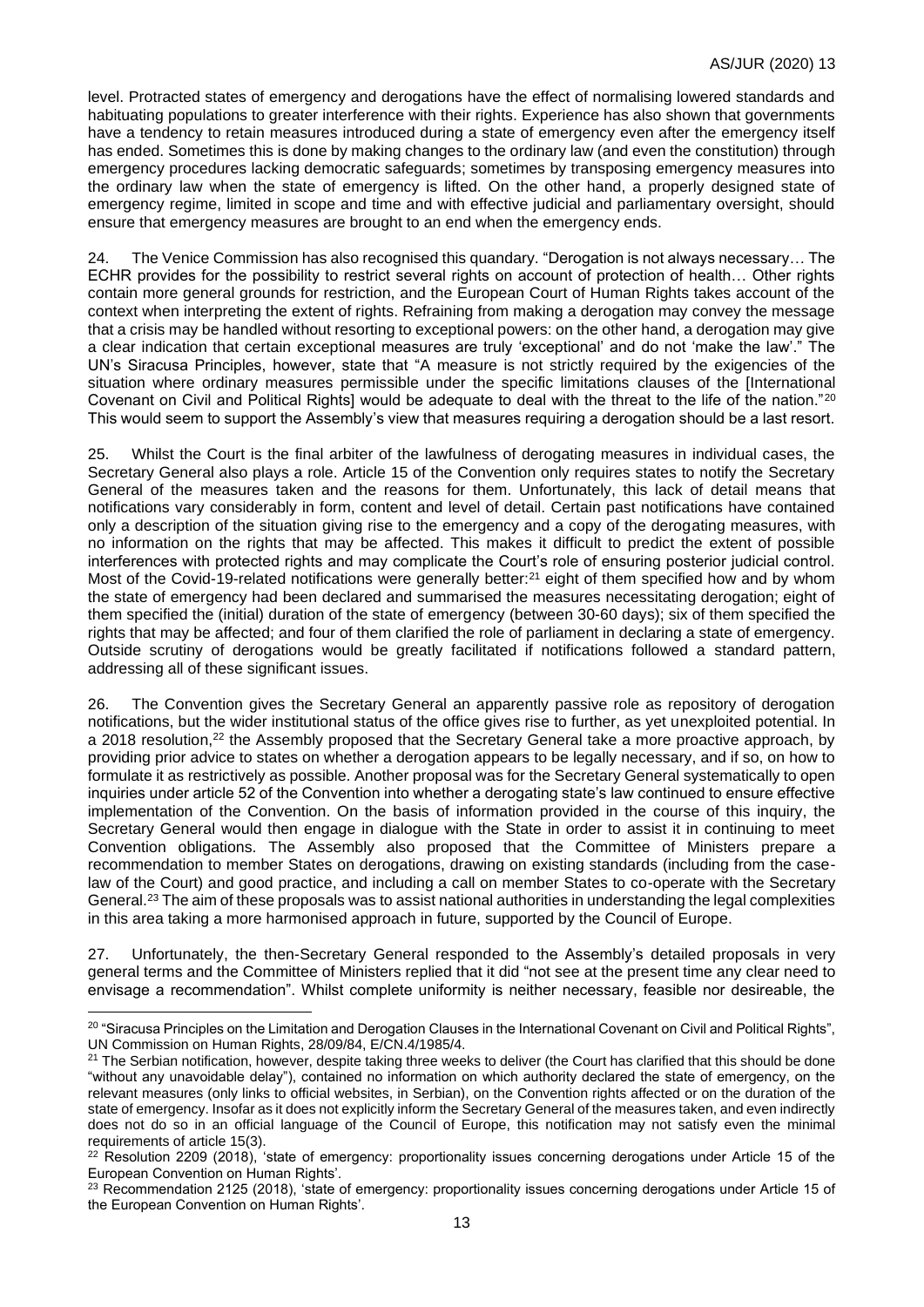level. Protracted states of emergency and derogations have the effect of normalising lowered standards and habituating populations to greater interference with their rights. Experience has also shown that governments have a tendency to retain measures introduced during a state of emergency even after the emergency itself has ended. Sometimes this is done by making changes to the ordinary law (and even the constitution) through emergency procedures lacking democratic safeguards; sometimes by transposing emergency measures into the ordinary law when the state of emergency is lifted. On the other hand, a properly designed state of emergency regime, limited in scope and time and with effective judicial and parliamentary oversight, should ensure that emergency measures are brought to an end when the emergency ends.

24. The Venice Commission has also recognised this quandary. "Derogation is not always necessary… The ECHR provides for the possibility to restrict several rights on account of protection of health… Other rights contain more general grounds for restriction, and the European Court of Human Rights takes account of the context when interpreting the extent of rights. Refraining from making a derogation may convey the message that a crisis may be handled without resorting to exceptional powers: on the other hand, a derogation may give a clear indication that certain exceptional measures are truly 'exceptional' and do not 'make the law'." The UN's Siracusa Principles, however, state that "A measure is not strictly required by the exigencies of the situation where ordinary measures permissible under the specific limitations clauses of the [International Covenant on Civil and Political Rights] would be adequate to deal with the threat to the life of the nation."[20] This would seem to support the Assembly's view that measures requiring a derogation should be a last resort.

25. Whilst the Court is the final arbiter of the lawfulness of derogating measures in individual cases, the Secretary General also plays a role. Article 15 of the Convention only requires states to notify the Secretary General of the measures taken and the reasons for them. Unfortunately, this lack of detail means that notifications vary considerably in form, content and level of detail. Certain past notifications have contained only a description of the situation giving rise to the emergency and a copy of the derogating measures, with no information on the rights that may be affected. This makes it difficult to predict the extent of possible interferences with protected rights and may complicate the Court's role of ensuring posterior judicial control. Most of the Covid-19-related notifications were generally better:[21] eight of them specified how and by whom the state of emergency had been declared and summarised the measures necessitating derogation; eight of them specified the (initial) duration of the state of emergency (between 30-60 days); six of them specified the rights that may be affected; and four of them clarified the role of parliament in declaring a state of emergency. Outside scrutiny of derogations would be greatly facilitated if notifications followed a standard pattern, addressing all of these significant issues.

26. The Convention gives the Secretary General an apparently passive role as repository of derogation notifications, but the wider institutional status of the office gives rise to further, as yet unexploited potential. In a 2018 resolution,[22] the Assembly proposed that the Secretary General take a more proactive approach, by providing prior advice to states on whether a derogation appears to be legally necessary, and if so, on how to formulate it as restrictively as possible. Another proposal was for the Secretary General systematically to open inquiries under article 52 of the Convention into whether a derogating state's law continued to ensure effective implementation of the Convention. On the basis of information provided in the course of this inquiry, the Secretary General would then engage in dialogue with the State in order to assist it in continuing to meet Convention obligations. The Assembly also proposed that the Committee of Ministers prepare a recommendation to member States on derogations, drawing on existing standards (including from the case-law of the Court) and good practice, and including a call on member States to co-operate with the Secretary General.[23] The aim of these proposals was to assist national authorities in understanding the legal complexities in this area taking a more harmonised approach in future, supported by the Council of Europe.

27. Unfortunately, the then-Secretary General responded to the Assembly's detailed proposals in very general terms and the Committee of Ministers replied that it did "not see at the present time any clear need to envisage a recommendation". Whilst complete uniformity is neither necessary, feasible nor desireable, the

---

[20] "Siracusa Principles on the Limitation and Derogation Clauses in the International Covenant on Civil and Political Rights", UN Commission on Human Rights, 28/09/84, E/CN.4/1985/4.

[21] The Serbian notification, however, despite taking three weeks to deliver (the Court has clarified that this should be done "without any unavoidable delay"), contained no information on which authority declared the state of emergency, on the relevant measures (only links to official websites, in Serbian), on the Convention rights affected or on the duration of the state of emergency. Insofar as it does not explicitly inform the Secretary General of the measures taken, and even indirectly does not do so in an official language of the Council of Europe, this notification may not satisfy even the minimal requirements of article 15(3).

[22] Resolution 2209 (2018), 'state of emergency: proportionality issues concerning derogations under Article 15 of the European Convention on Human Rights'.

[23] Recommendation 2125 (2018), 'state of emergency: proportionality issues concerning derogations under Article 15 of the European Convention on Human Rights'.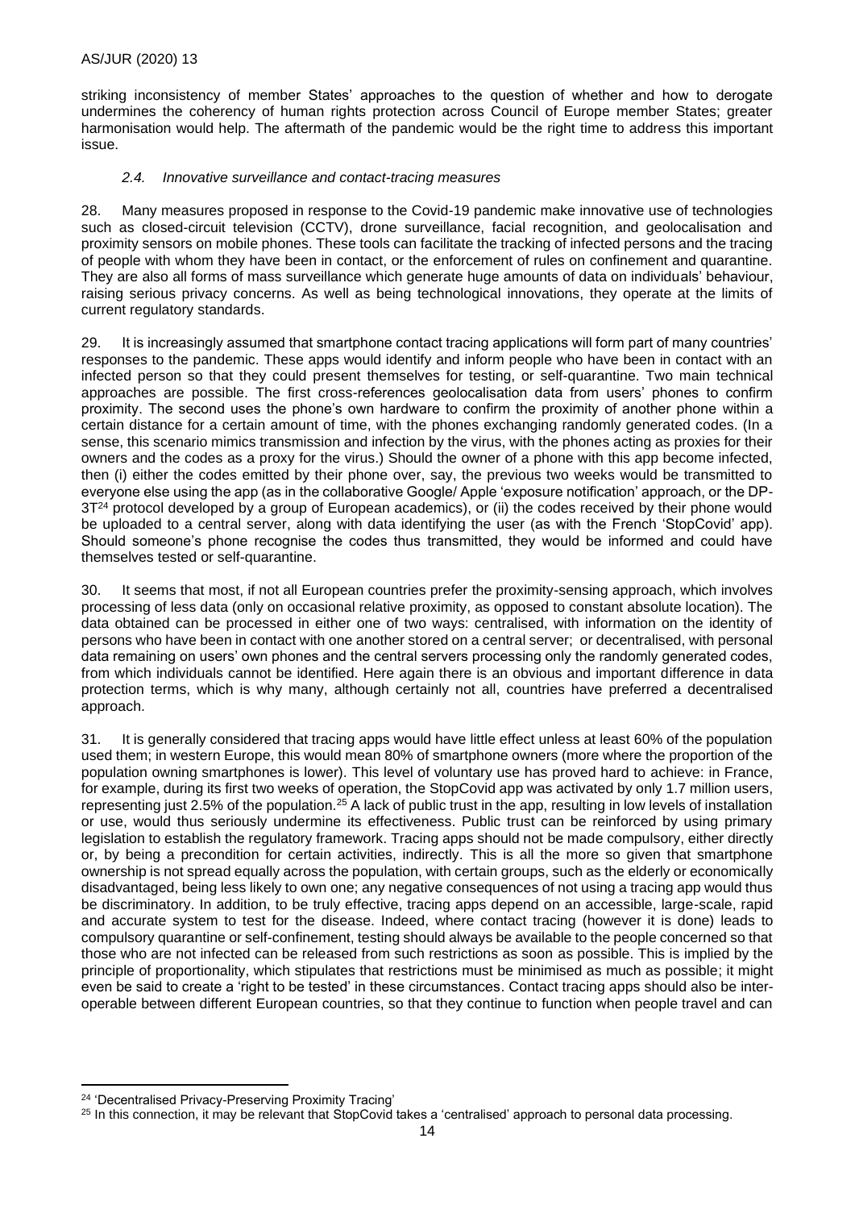striking inconsistency of member States' approaches to the question of whether and how to derogate undermines the coherency of human rights protection across Council of Europe member States; greater harmonisation would help. The aftermath of the pandemic would be the right time to address this important issue.

### *2.4. Innovative surveillance and contact-tracing measures*

28. Many measures proposed in response to the Covid-19 pandemic make innovative use of technologies such as closed-circuit television (CCTV), drone surveillance, facial recognition, and geolocalisation and proximity sensors on mobile phones. These tools can facilitate the tracking of infected persons and the tracing of people with whom they have been in contact, or the enforcement of rules on confinement and quarantine. They are also all forms of mass surveillance which generate huge amounts of data on individuals' behaviour, raising serious privacy concerns. As well as being technological innovations, they operate at the limits of current regulatory standards.

29. It is increasingly assumed that smartphone contact tracing applications will form part of many countries' responses to the pandemic. These apps would identify and inform people who have been in contact with an infected person so that they could present themselves for testing, or self-quarantine. Two main technical approaches are possible. The first cross-references geolocalisation data from users' phones to confirm proximity. The second uses the phone's own hardware to confirm the proximity of another phone within a certain distance for a certain amount of time, with the phones exchanging randomly generated codes. (In a sense, this scenario mimics transmission and infection by the virus, with the phones acting as proxies for their owners and the codes as a proxy for the virus.) Should the owner of a phone with this app become infected, then (i) either the codes emitted by their phone over, say, the previous two weeks would be transmitted to everyone else using the app (as in the collaborative Google/ Apple 'exposure notification' approach, or the DP-3T[24] protocol developed by a group of European academics), or (ii) the codes received by their phone would be uploaded to a central server, along with data identifying the user (as with the French 'StopCovid' app). Should someone's phone recognise the codes thus transmitted, they would be informed and could have themselves tested or self-quarantine.

30. It seems that most, if not all European countries prefer the proximity-sensing approach, which involves processing of less data (only on occasional relative proximity, as opposed to constant absolute location). The data obtained can be processed in either one of two ways: centralised, with information on the identity of persons who have been in contact with one another stored on a central server; or decentralised, with personal data remaining on users' own phones and the central servers processing only the randomly generated codes, from which individuals cannot be identified. Here again there is an obvious and important difference in data protection terms, which is why many, although certainly not all, countries have preferred a decentralised approach.

31. It is generally considered that tracing apps would have little effect unless at least 60% of the population used them; in western Europe, this would mean 80% of smartphone owners (more where the proportion of the population owning smartphones is lower). This level of voluntary use has proved hard to achieve: in France, for example, during its first two weeks of operation, the StopCovid app was activated by only 1.7 million users, representing just 2.5% of the population.[25] A lack of public trust in the app, resulting in low levels of installation or use, would thus seriously undermine its effectiveness. Public trust can be reinforced by using primary legislation to establish the regulatory framework. Tracing apps should not be made compulsory, either directly or, by being a precondition for certain activities, indirectly. This is all the more so given that smartphone ownership is not spread equally across the population, with certain groups, such as the elderly or economically disadvantaged, being less likely to own one; any negative consequences of not using a tracing app would thus be discriminatory. In addition, to be truly effective, tracing apps depend on an accessible, large-scale, rapid and accurate system to test for the disease. Indeed, where contact tracing (however it is done) leads to compulsory quarantine or self-confinement, testing should always be available to the people concerned so that those who are not infected can be released from such restrictions as soon as possible. This is implied by the principle of proportionality, which stipulates that restrictions must be minimised as much as possible; it might even be said to create a 'right to be tested' in these circumstances. Contact tracing apps should also be inter-operable between different European countries, so that they continue to function when people travel and can

---

[24] 'Decentralised Privacy-Preserving Proximity Tracing'

[25] In this connection, it may be relevant that StopCovid takes a 'centralised' approach to personal data processing.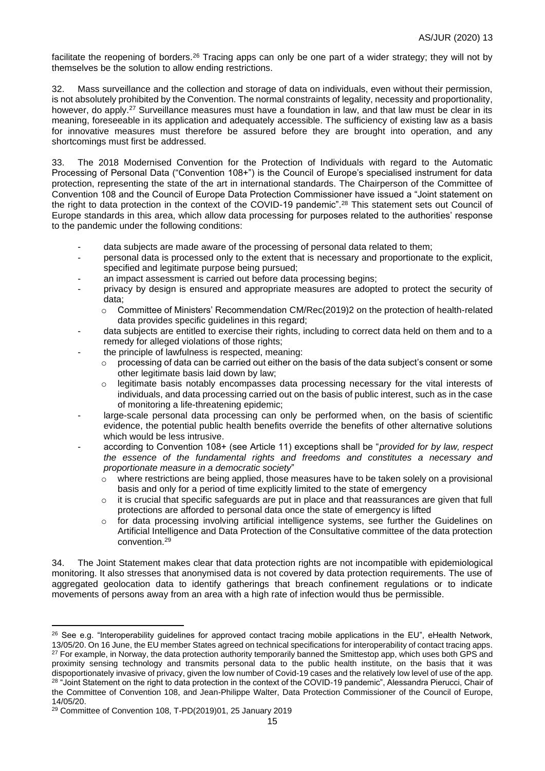facilitate the reopening of borders.[26] Tracing apps can only be one part of a wider strategy; they will not by themselves be the solution to allow ending restrictions.

32. Mass surveillance and the collection and storage of data on individuals, even without their permission, is not absolutely prohibited by the Convention. The normal constraints of legality, necessity and proportionality, however, do apply.[27] Surveillance measures must have a foundation in law, and that law must be clear in its meaning, foreseeable in its application and adequately accessible. The sufficiency of existing law as a basis for innovative measures must therefore be assured before they are brought into operation, and any shortcomings must first be addressed.

33. The 2018 Modernised Convention for the Protection of Individuals with regard to the Automatic Processing of Personal Data ("Convention 108+") is the Council of Europe's specialised instrument for data protection, representing the state of the art in international standards. The Chairperson of the Committee of Convention 108 and the Council of Europe Data Protection Commissioner have issued a "Joint statement on the right to data protection in the context of the COVID-19 pandemic".[28] This statement sets out Council of Europe standards in this area, which allow data processing for purposes related to the authorities' response to the pandemic under the following conditions:

- data subjects are made aware of the processing of personal data related to them;
- personal data is processed only to the extent that is necessary and proportionate to the explicit, specified and legitimate purpose being pursued;
- an impact assessment is carried out before data processing begins;
- privacy by design is ensured and appropriate measures are adopted to protect the security of data;
  - Committee of Ministers' Recommendation CM/Rec(2019)2 on the protection of health-related data provides specific guidelines in this regard;
- data subjects are entitled to exercise their rights, including to correct data held on them and to a remedy for alleged violations of those rights;
- the principle of lawfulness is respected, meaning:
  - processing of data can be carried out either on the basis of the data subject's consent or some other legitimate basis laid down by law;
  - legitimate basis notably encompasses data processing necessary for the vital interests of individuals, and data processing carried out on the basis of public interest, such as in the case of monitoring a life-threatening epidemic;
- large-scale personal data processing can only be performed when, on the basis of scientific evidence, the potential public health benefits override the benefits of other alternative solutions which would be less intrusive.
- according to Convention 108+ (see Article 11) exceptions shall be "*provided for by law, respect the essence of the fundamental rights and freedoms and constitutes a necessary and proportionate measure in a democratic society*"
  - where restrictions are being applied, those measures have to be taken solely on a provisional basis and only for a period of time explicitly limited to the state of emergency
  - it is crucial that specific safeguards are put in place and that reassurances are given that full protections are afforded to personal data once the state of emergency is lifted
  - for data processing involving artificial intelligence systems, see further the Guidelines on Artificial Intelligence and Data Protection of the Consultative committee of the data protection convention.[29]

34. The Joint Statement makes clear that data protection rights are not incompatible with epidemiological monitoring. It also stresses that anonymised data is not covered by data protection requirements. The use of aggregated geolocation data to identify gatherings that breach confinement regulations or to indicate movements of persons away from an area with a high rate of infection would thus be permissible.

---

[26] See e.g. "Interoperability guidelines for approved contact tracing mobile applications in the EU", eHealth Network, 13/05/20. On 16 June, the EU member States agreed on technical specifications for interoperability of contact tracing apps.

[27] For example, in Norway, the data protection authority temporarily banned the Smittestop app, which uses both GPS and proximity sensing technology and transmits personal data to the public health institute, on the basis that it was dispoportionately invasive of privacy, given the low number of Covid-19 cases and the relatively low level of use of the app.

[28] "Joint Statement on the right to data protection in the context of the COVID-19 pandemic", Alessandra Pierucci, Chair of the Committee of Convention 108, and Jean-Philippe Walter, Data Protection Commissioner of the Council of Europe, 14/05/20.

[29] Committee of Convention 108, T-PD(2019)01, 25 January 2019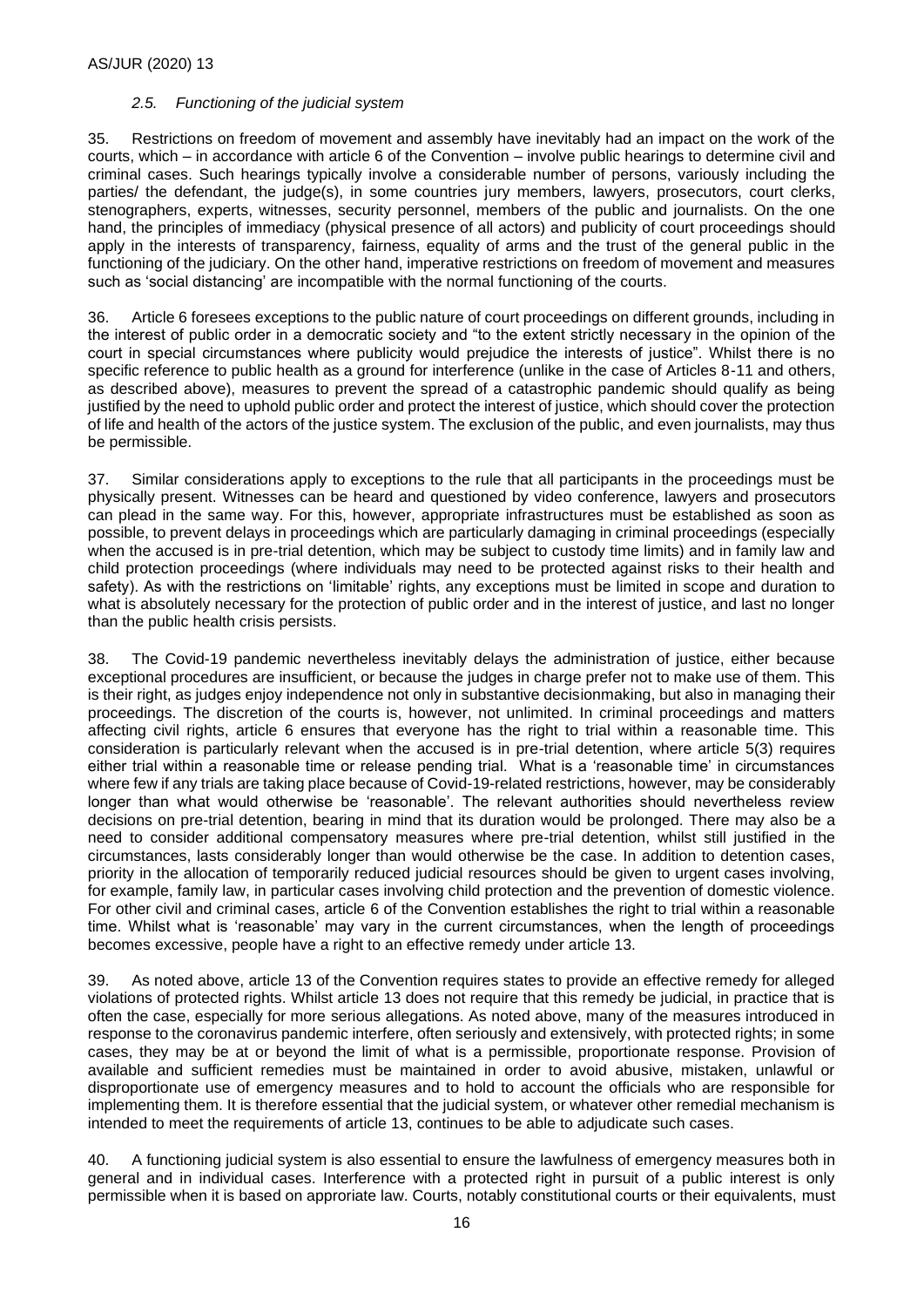### *2.5. Functioning of the judicial system*

35. Restrictions on freedom of movement and assembly have inevitably had an impact on the work of the courts, which – in accordance with article 6 of the Convention – involve public hearings to determine civil and criminal cases. Such hearings typically involve a considerable number of persons, variously including the parties/ the defendant, the judge(s), in some countries jury members, lawyers, prosecutors, court clerks, stenographers, experts, witnesses, security personnel, members of the public and journalists. On the one hand, the principles of immediacy (physical presence of all actors) and publicity of court proceedings should apply in the interests of transparency, fairness, equality of arms and the trust of the general public in the functioning of the judiciary. On the other hand, imperative restrictions on freedom of movement and measures such as 'social distancing' are incompatible with the normal functioning of the courts.

36. Article 6 foresees exceptions to the public nature of court proceedings on different grounds, including in the interest of public order in a democratic society and "to the extent strictly necessary in the opinion of the court in special circumstances where publicity would prejudice the interests of justice". Whilst there is no specific reference to public health as a ground for interference (unlike in the case of Articles 8-11 and others, as described above), measures to prevent the spread of a catastrophic pandemic should qualify as being justified by the need to uphold public order and protect the interest of justice, which should cover the protection of life and health of the actors of the justice system. The exclusion of the public, and even journalists, may thus be permissible.

37. Similar considerations apply to exceptions to the rule that all participants in the proceedings must be physically present. Witnesses can be heard and questioned by video conference, lawyers and prosecutors can plead in the same way. For this, however, appropriate infrastructures must be established as soon as possible, to prevent delays in proceedings which are particularly damaging in criminal proceedings (especially when the accused is in pre-trial detention, which may be subject to custody time limits) and in family law and child protection proceedings (where individuals may need to be protected against risks to their health and safety). As with the restrictions on 'limitable' rights, any exceptions must be limited in scope and duration to what is absolutely necessary for the protection of public order and in the interest of justice, and last no longer than the public health crisis persists.

38. The Covid-19 pandemic nevertheless inevitably delays the administration of justice, either because exceptional procedures are insufficient, or because the judges in charge prefer not to make use of them. This is their right, as judges enjoy independence not only in substantive decisionmaking, but also in managing their proceedings. The discretion of the courts is, however, not unlimited. In criminal proceedings and matters affecting civil rights, article 6 ensures that everyone has the right to trial within a reasonable time. This consideration is particularly relevant when the accused is in pre-trial detention, where article 5(3) requires either trial within a reasonable time or release pending trial. What is a 'reasonable time' in circumstances where few if any trials are taking place because of Covid-19-related restrictions, however, may be considerably longer than what would otherwise be 'reasonable'. The relevant authorities should nevertheless review decisions on pre-trial detention, bearing in mind that its duration would be prolonged. There may also be a need to consider additional compensatory measures where pre-trial detention, whilst still justified in the circumstances, lasts considerably longer than would otherwise be the case. In addition to detention cases, priority in the allocation of temporarily reduced judicial resources should be given to urgent cases involving, for example, family law, in particular cases involving child protection and the prevention of domestic violence. For other civil and criminal cases, article 6 of the Convention establishes the right to trial within a reasonable time. Whilst what is 'reasonable' may vary in the current circumstances, when the length of proceedings becomes excessive, people have a right to an effective remedy under article 13.

39. As noted above, article 13 of the Convention requires states to provide an effective remedy for alleged violations of protected rights. Whilst article 13 does not require that this remedy be judicial, in practice that is often the case, especially for more serious allegations. As noted above, many of the measures introduced in response to the coronavirus pandemic interfere, often seriously and extensively, with protected rights; in some cases, they may be at or beyond the limit of what is a permissible, proportionate response. Provision of available and sufficient remedies must be maintained in order to avoid abusive, mistaken, unlawful or disproportionate use of emergency measures and to hold to account the officials who are responsible for implementing them. It is therefore essential that the judicial system, or whatever other remedial mechanism is intended to meet the requirements of article 13, continues to be able to adjudicate such cases.

40. A functioning judicial system is also essential to ensure the lawfulness of emergency measures both in general and in individual cases. Interference with a protected right in pursuit of a public interest is only permissible when it is based on approriate law. Courts, notably constitutional courts or their equivalents, must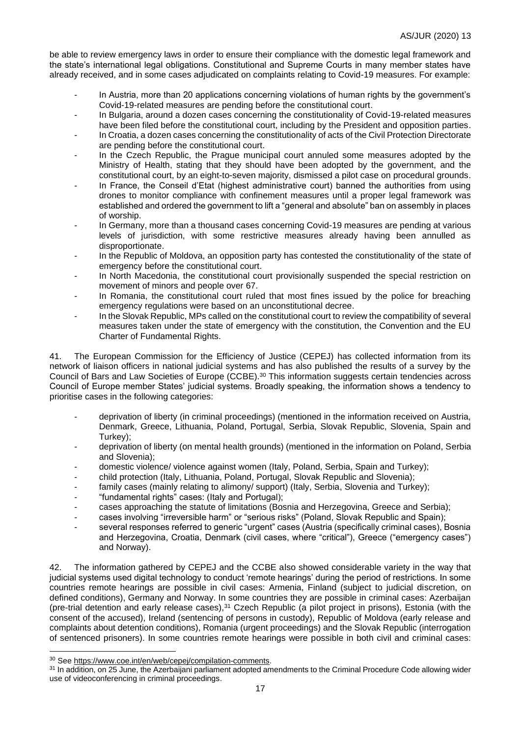be able to review emergency laws in order to ensure their compliance with the domestic legal framework and the state's international legal obligations. Constitutional and Supreme Courts in many member states have already received, and in some cases adjudicated on complaints relating to Covid-19 measures. For example:

- In Austria, more than 20 applications concerning violations of human rights by the government's Covid-19-related measures are pending before the constitutional court.
- In Bulgaria, around a dozen cases concerning the constitutionality of Covid-19-related measures have been filed before the constitutional court, including by the President and opposition parties.
- In Croatia, a dozen cases concerning the constitutionality of acts of the Civil Protection Directorate are pending before the constitutional court.
- In the Czech Republic, the Prague municipal court annuled some measures adopted by the Ministry of Health, stating that they should have been adopted by the government, and the constitutional court, by an eight-to-seven majority, dismissed a pilot case on procedural grounds.
- In France, the Conseil d'Etat (highest administrative court) banned the authorities from using drones to monitor compliance with confinement measures until a proper legal framework was established and ordered the government to lift a "general and absolute" ban on assembly in places of worship.
- In Germany, more than a thousand cases concerning Covid-19 measures are pending at various levels of jurisdiction, with some restrictive measures already having been annulled as disproportionate.
- In the Republic of Moldova, an opposition party has contested the constitutionality of the state of emergency before the constitutional court.
- In North Macedonia, the constitutional court provisionally suspended the special restriction on movement of minors and people over 67.
- In Romania, the constitutional court ruled that most fines issued by the police for breaching emergency regulations were based on an unconstitutional decree.
- In the Slovak Republic, MPs called on the constitutional court to review the compatibility of several measures taken under the state of emergency with the constitution, the Convention and the EU Charter of Fundamental Rights.

41. The European Commission for the Efficiency of Justice (CEPEJ) has collected information from its network of liaison officers in national judicial systems and has also published the results of a survey by the Council of Bars and Law Societies of Europe (CCBE).[30] This information suggests certain tendencies across Council of Europe member States' judicial systems. Broadly speaking, the information shows a tendency to prioritise cases in the following categories:

- deprivation of liberty (in criminal proceedings) (mentioned in the information received on Austria, Denmark, Greece, Lithuania, Poland, Portugal, Serbia, Slovak Republic, Slovenia, Spain and Turkey);
- deprivation of liberty (on mental health grounds) (mentioned in the information on Poland, Serbia and Slovenia);
- domestic violence/ violence against women (Italy, Poland, Serbia, Spain and Turkey);
- child protection (Italy, Lithuania, Poland, Portugal, Slovak Republic and Slovenia);
- family cases (mainly relating to alimony/ support) (Italy, Serbia, Slovenia and Turkey);
- "fundamental rights" cases: (Italy and Portugal);
- cases approaching the statute of limitations (Bosnia and Herzegovina, Greece and Serbia);
- cases involving "irreversible harm" or "serious risks" (Poland, Slovak Republic and Spain);
- several responses referred to generic "urgent" cases (Austria (specifically criminal cases), Bosnia and Herzegovina, Croatia, Denmark (civil cases, where "critical"), Greece ("emergency cases") and Norway).

42. The information gathered by CEPEJ and the CCBE also showed considerable variety in the way that judicial systems used digital technology to conduct 'remote hearings' during the period of restrictions. In some countries remote hearings are possible in civil cases: Armenia, Finland (subject to judicial discretion, on defined conditions), Germany and Norway. In some countries they are possible in criminal cases: Azerbaijan (pre-trial detention and early release cases),[31] Czech Republic (a pilot project in prisons), Estonia (with the consent of the accused), Ireland (sentencing of persons in custody), Republic of Moldova (early release and complaints about detention conditions), Romania (urgent proceedings) and the Slovak Republic (interrogation of sentenced prisoners). In some countries remote hearings were possible in both civil and criminal cases:

---

[30] See https://www.coe.int/en/web/cepej/compilation-comments.

[31] In addition, on 25 June, the Azerbaijani parliament adopted amendments to the Criminal Procedure Code allowing wider use of videoconferencing in criminal proceedings.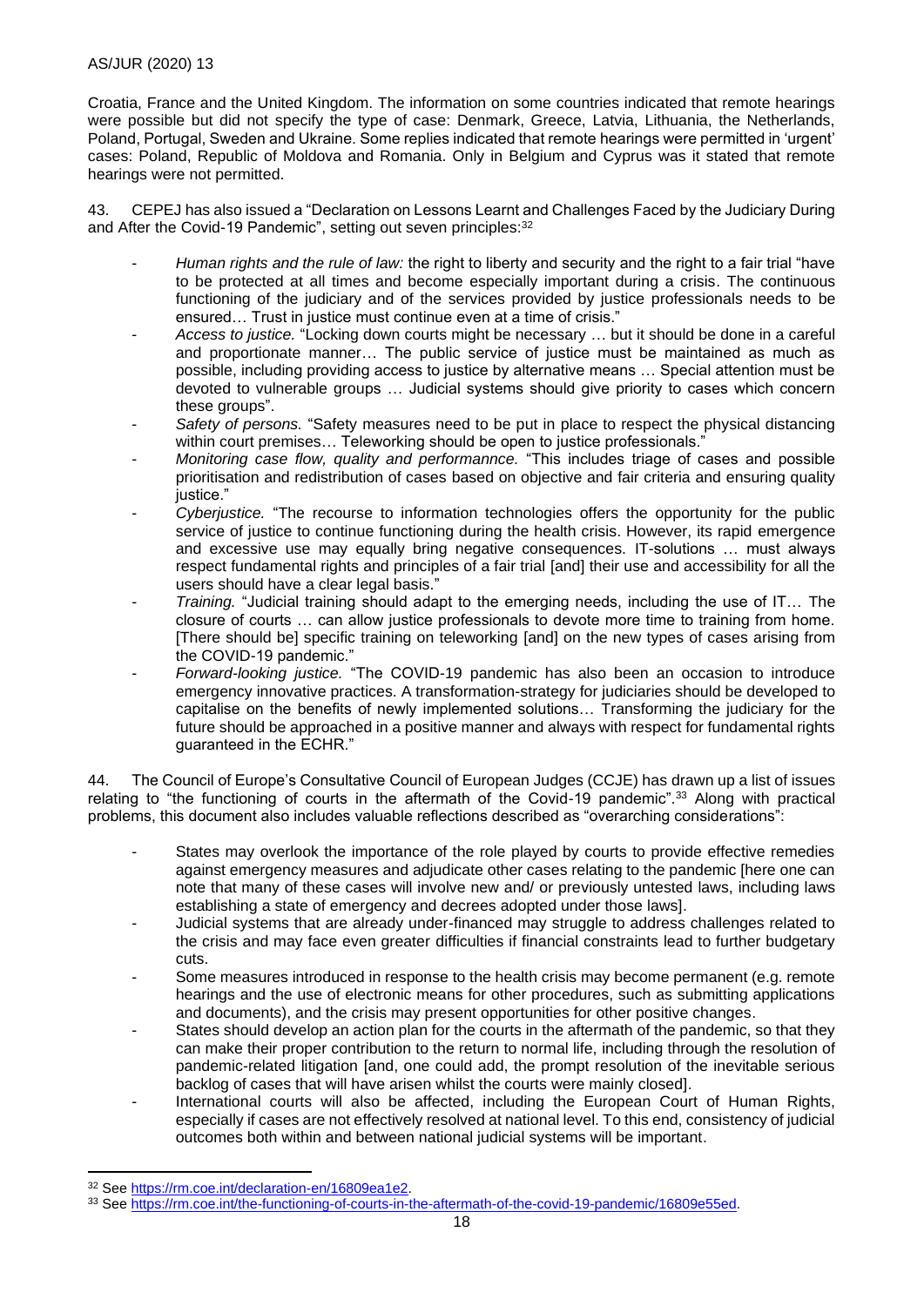Croatia, France and the United Kingdom. The information on some countries indicated that remote hearings were possible but did not specify the type of case: Denmark, Greece, Latvia, Lithuania, the Netherlands, Poland, Portugal, Sweden and Ukraine. Some replies indicated that remote hearings were permitted in 'urgent' cases: Poland, Republic of Moldova and Romania. Only in Belgium and Cyprus was it stated that remote hearings were not permitted.

43. CEPEJ has also issued a "Declaration on Lessons Learnt and Challenges Faced by the Judiciary During and After the Covid-19 Pandemic", setting out seven principles:[32]

- *Human rights and the rule of law:* the right to liberty and security and the right to a fair trial "have to be protected at all times and become especially important during a crisis. The continuous functioning of the judiciary and of the services provided by justice professionals needs to be ensured… Trust in justice must continue even at a time of crisis."
- *Access to justice.* "Locking down courts might be necessary … but it should be done in a careful and proportionate manner… The public service of justice must be maintained as much as possible, including providing access to justice by alternative means … Special attention must be devoted to vulnerable groups … Judicial systems should give priority to cases which concern these groups".
- *Safety of persons.* "Safety measures need to be put in place to respect the physical distancing within court premises… Teleworking should be open to justice professionals."
- *Monitoring case flow, quality and performannce.* "This includes triage of cases and possible prioritisation and redistribution of cases based on objective and fair criteria and ensuring quality justice."
- *Cyberjustice.* "The recourse to information technologies offers the opportunity for the public service of justice to continue functioning during the health crisis. However, its rapid emergence and excessive use may equally bring negative consequences. IT-solutions … must always respect fundamental rights and principles of a fair trial [and] their use and accessibility for all the users should have a clear legal basis."
- *Training.* "Judicial training should adapt to the emerging needs, including the use of IT… The closure of courts … can allow justice professionals to devote more time to training from home. [There should be] specific training on teleworking [and] on the new types of cases arising from the COVID-19 pandemic."
- *Forward-looking justice.* "The COVID-19 pandemic has also been an occasion to introduce emergency innovative practices. A transformation-strategy for judiciaries should be developed to capitalise on the benefits of newly implemented solutions… Transforming the judiciary for the future should be approached in a positive manner and always with respect for fundamental rights guaranteed in the ECHR."

44. The Council of Europe's Consultative Council of European Judges (CCJE) has drawn up a list of issues relating to "the functioning of courts in the aftermath of the Covid-19 pandemic".[33] Along with practical problems, this document also includes valuable reflections described as "overarching considerations":

- States may overlook the importance of the role played by courts to provide effective remedies against emergency measures and adjudicate other cases relating to the pandemic [here one can note that many of these cases will involve new and/ or previously untested laws, including laws establishing a state of emergency and decrees adopted under those laws].
- Judicial systems that are already under-financed may struggle to address challenges related to the crisis and may face even greater difficulties if financial constraints lead to further budgetary cuts.
- Some measures introduced in response to the health crisis may become permanent (e.g. remote hearings and the use of electronic means for other procedures, such as submitting applications and documents), and the crisis may present opportunities for other positive changes.
- States should develop an action plan for the courts in the aftermath of the pandemic, so that they can make their proper contribution to the return to normal life, including through the resolution of pandemic-related litigation [and, one could add, the prompt resolution of the inevitable serious backlog of cases that will have arisen whilst the courts were mainly closed].
- International courts will also be affected, including the European Court of Human Rights, especially if cases are not effectively resolved at national level. To this end, consistency of judicial outcomes both within and between national judicial systems will be important.

---

[32] See https://rm.coe.int/declaration-en/16809ea1e2.

[33] See https://rm.coe.int/the-functioning-of-courts-in-the-aftermath-of-the-covid-19-pandemic/16809e55ed.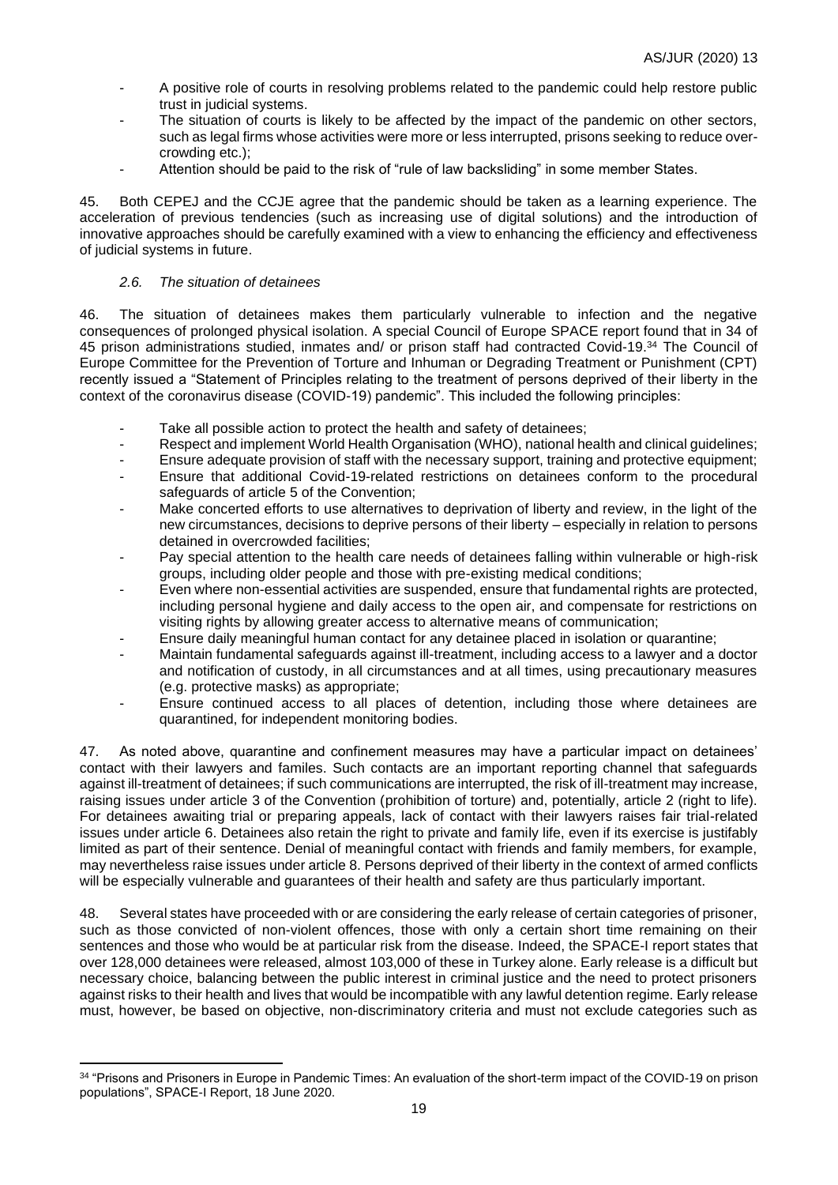- A positive role of courts in resolving problems related to the pandemic could help restore public trust in judicial systems.
- The situation of courts is likely to be affected by the impact of the pandemic on other sectors, such as legal firms whose activities were more or less interrupted, prisons seeking to reduce over-crowding etc.);
- Attention should be paid to the risk of "rule of law backsliding" in some member States.

45. Both CEPEJ and the CCJE agree that the pandemic should be taken as a learning experience. The acceleration of previous tendencies (such as increasing use of digital solutions) and the introduction of innovative approaches should be carefully examined with a view to enhancing the efficiency and effectiveness of judicial systems in future.

### *2.6. The situation of detainees*

46. The situation of detainees makes them particularly vulnerable to infection and the negative consequences of prolonged physical isolation. A special Council of Europe SPACE report found that in 34 of 45 prison administrations studied, inmates and/ or prison staff had contracted Covid-19.[34] The Council of Europe Committee for the Prevention of Torture and Inhuman or Degrading Treatment or Punishment (CPT) recently issued a "Statement of Principles relating to the treatment of persons deprived of their liberty in the context of the coronavirus disease (COVID-19) pandemic". This included the following principles:

- Take all possible action to protect the health and safety of detainees;
- Respect and implement World Health Organisation (WHO), national health and clinical guidelines;
- Ensure adequate provision of staff with the necessary support, training and protective equipment;
- Ensure that additional Covid-19-related restrictions on detainees conform to the procedural safeguards of article 5 of the Convention;
- Make concerted efforts to use alternatives to deprivation of liberty and review, in the light of the new circumstances, decisions to deprive persons of their liberty – especially in relation to persons detained in overcrowded facilities;
- Pay special attention to the health care needs of detainees falling within vulnerable or high-risk groups, including older people and those with pre-existing medical conditions;
- Even where non-essential activities are suspended, ensure that fundamental rights are protected, including personal hygiene and daily access to the open air, and compensate for restrictions on visiting rights by allowing greater access to alternative means of communication;
- Ensure daily meaningful human contact for any detainee placed in isolation or quarantine;
- Maintain fundamental safeguards against ill-treatment, including access to a lawyer and a doctor and notification of custody, in all circumstances and at all times, using precautionary measures (e.g. protective masks) as appropriate;
- Ensure continued access to all places of detention, including those where detainees are quarantined, for independent monitoring bodies.

47. As noted above, quarantine and confinement measures may have a particular impact on detainees' contact with their lawyers and familes. Such contacts are an important reporting channel that safeguards against ill-treatment of detainees; if such communications are interrupted, the risk of ill-treatment may increase, raising issues under article 3 of the Convention (prohibition of torture) and, potentially, article 2 (right to life). For detainees awaiting trial or preparing appeals, lack of contact with their lawyers raises fair trial-related issues under article 6. Detainees also retain the right to private and family life, even if its exercise is justifably limited as part of their sentence. Denial of meaningful contact with friends and family members, for example, may nevertheless raise issues under article 8. Persons deprived of their liberty in the context of armed conflicts will be especially vulnerable and guarantees of their health and safety are thus particularly important.

48. Several states have proceeded with or are considering the early release of certain categories of prisoner, such as those convicted of non-violent offences, those with only a certain short time remaining on their sentences and those who would be at particular risk from the disease. Indeed, the SPACE-I report states that over 128,000 detainees were released, almost 103,000 of these in Turkey alone. Early release is a difficult but necessary choice, balancing between the public interest in criminal justice and the need to protect prisoners against risks to their health and lives that would be incompatible with any lawful detention regime. Early release must, however, be based on objective, non-discriminatory criteria and must not exclude categories such as

[34] "Prisons and Prisoners in Europe in Pandemic Times: An evaluation of the short-term impact of the COVID-19 on prison populations", SPACE-I Report, 18 June 2020.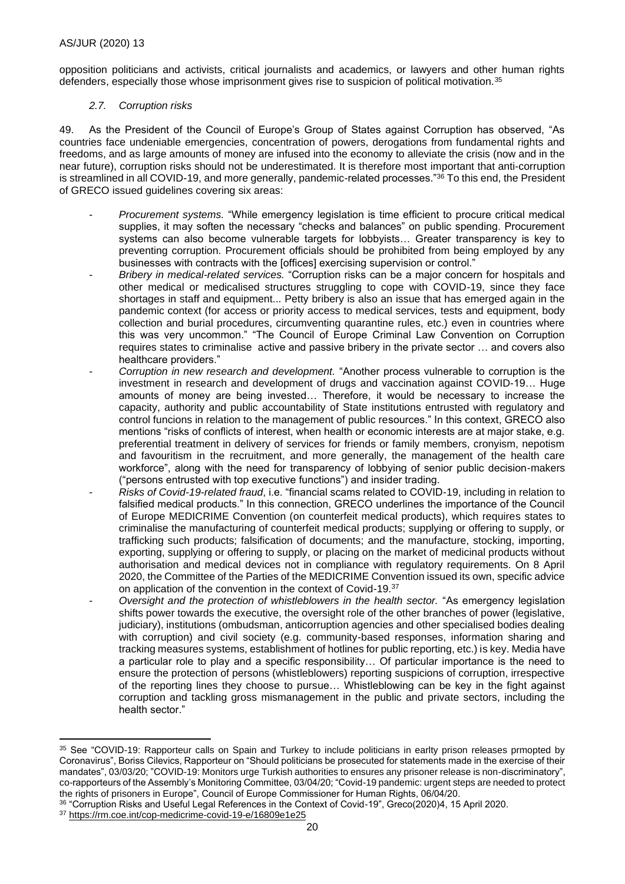opposition politicians and activists, critical journalists and academics, or lawyers and other human rights defenders, especially those whose imprisonment gives rise to suspicion of political motivation.[35]

### *2.7. Corruption risks*

49. As the President of the Council of Europe's Group of States against Corruption has observed, "As countries face undeniable emergencies, concentration of powers, derogations from fundamental rights and freedoms, and as large amounts of money are infused into the economy to alleviate the crisis (now and in the near future), corruption risks should not be underestimated. It is therefore most important that anti-corruption is streamlined in all COVID-19, and more generally, pandemic-related processes."[36] To this end, the President of GRECO issued guidelines covering six areas:

- *Procurement systems.* "While emergency legislation is time efficient to procure critical medical supplies, it may soften the necessary "checks and balances" on public spending. Procurement systems can also become vulnerable targets for lobbyists… Greater transparency is key to preventing corruption. Procurement officials should be prohibited from being employed by any businesses with contracts with the [offices] exercising supervision or control."
- *Bribery in medical-related services.* "Corruption risks can be a major concern for hospitals and other medical or medicalised structures struggling to cope with COVID-19, since they face shortages in staff and equipment... Petty bribery is also an issue that has emerged again in the pandemic context (for access or priority access to medical services, tests and equipment, body collection and burial procedures, circumventing quarantine rules, etc.) even in countries where this was very uncommon." "The Council of Europe Criminal Law Convention on Corruption requires states to criminalise active and passive bribery in the private sector … and covers also healthcare providers."
- *Corruption in new research and development.* "Another process vulnerable to corruption is the investment in research and development of drugs and vaccination against COVID-19… Huge amounts of money are being invested… Therefore, it would be necessary to increase the capacity, authority and public accountability of State institutions entrusted with regulatory and control funcions in relation to the management of public resources." In this context, GRECO also mentions "risks of conflicts of interest, when health or economic interests are at major stake, e.g. preferential treatment in delivery of services for friends or family members, cronyism, nepotism and favouritism in the recruitment, and more generally, the management of the health care workforce", along with the need for transparency of lobbying of senior public decision-makers ("persons entrusted with top executive functions") and insider trading.
- *Risks of Covid-19-related fraud*, i.e. "financial scams related to COVID-19, including in relation to falsified medical products." In this connection, GRECO underlines the importance of the Council of Europe MEDICRIME Convention (on counterfeit medical products), which requires states to criminalise the manufacturing of counterfeit medical products; supplying or offering to supply, or trafficking such products; falsification of documents; and the manufacture, stocking, importing, exporting, supplying or offering to supply, or placing on the market of medicinal products without authorisation and medical devices not in compliance with regulatory requirements. On 8 April 2020, the Committee of the Parties of the MEDICRIME Convention issued its own, specific advice on application of the convention in the context of Covid-19.[37]
- *Oversight and the protection of whistleblowers in the health sector.* "As emergency legislation shifts power towards the executive, the oversight role of the other branches of power (legislative, judiciary), institutions (ombudsman, anticorruption agencies and other specialised bodies dealing with corruption) and civil society (e.g. community-based responses, information sharing and tracking measures systems, establishment of hotlines for public reporting, etc.) is key. Media have a particular role to play and a specific responsibility… Of particular importance is the need to ensure the protection of persons (whistleblowers) reporting suspicions of corruption, irrespective of the reporting lines they choose to pursue… Whistleblowing can be key in the fight against corruption and tackling gross mismanagement in the public and private sectors, including the health sector."

---

[35] See "COVID-19: Rapporteur calls on Spain and Turkey to include politicians in earlty prison releases prmopted by Coronavirus", Boriss Cilevics, Rapporteur on "Should politicians be prosecuted for statements made in the exercise of their mandates", 03/03/20; "COVID-19: Monitors urge Turkish authorities to ensures any prisoner release is non-discriminatory", co-rapporteurs of the Assembly's Monitoring Committee, 03/04/20; "Covid-19 pandemic: urgent steps are needed to protect the rights of prisoners in Europe", Council of Europe Commissioner for Human Rights, 06/04/20.

[36] "Corruption Risks and Useful Legal References in the Context of Covid-19", Greco(2020)4, 15 April 2020.

[37] https://rm.coe.int/cop-medicrime-covid-19-e/16809e1e25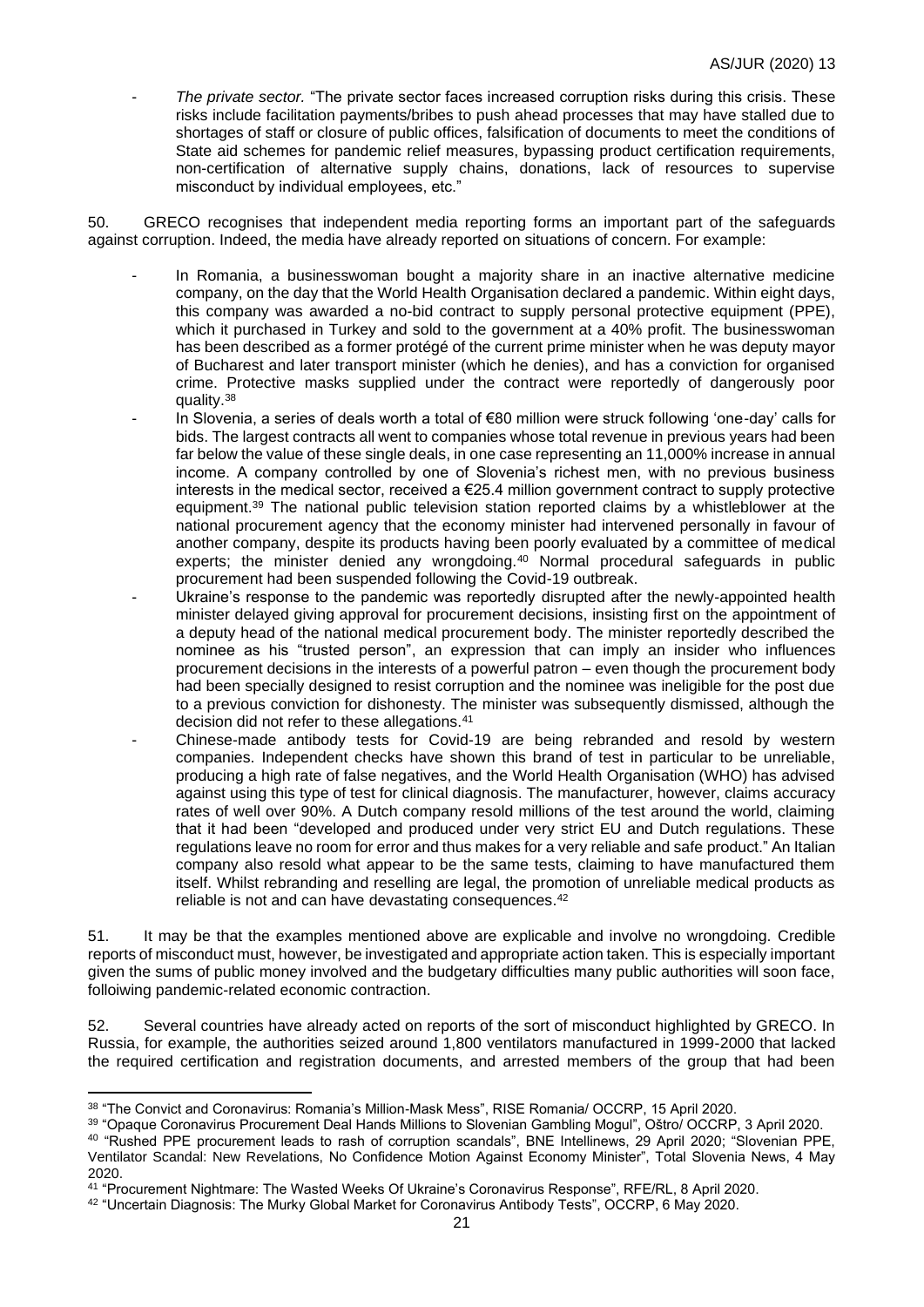- *The private sector.* “The private sector faces increased corruption risks during this crisis. These risks include facilitation payments/bribes to push ahead processes that may have stalled due to shortages of staff or closure of public offices, falsification of documents to meet the conditions of State aid schemes for pandemic relief measures, bypassing product certification requirements, non-certification of alternative supply chains, donations, lack of resources to supervise misconduct by individual employees, etc.”

50. GRECO recognises that independent media reporting forms an important part of the safeguards against corruption. Indeed, the media have already reported on situations of concern. For example:

- In Romania, a businesswoman bought a majority share in an inactive alternative medicine company, on the day that the World Health Organisation declared a pandemic. Within eight days, this company was awarded a no-bid contract to supply personal protective equipment (PPE), which it purchased in Turkey and sold to the government at a 40% profit. The businesswoman has been described as a former protégé of the current prime minister when he was deputy mayor of Bucharest and later transport minister (which he denies), and has a conviction for organised crime. Protective masks supplied under the contract were reportedly of dangerously poor quality.[38]
- In Slovenia, a series of deals worth a total of €80 million were struck following ‘one-day’ calls for bids. The largest contracts all went to companies whose total revenue in previous years had been far below the value of these single deals, in one case representing an 11,000% increase in annual income. A company controlled by one of Slovenia’s richest men, with no previous business interests in the medical sector, received a €25.4 million government contract to supply protective equipment.[39] The national public television station reported claims by a whistleblower at the national procurement agency that the economy minister had intervened personally in favour of another company, despite its products having been poorly evaluated by a committee of medical experts; the minister denied any wrongdoing.[40] Normal procedural safeguards in public procurement had been suspended following the Covid-19 outbreak.
- Ukraine’s response to the pandemic was reportedly disrupted after the newly-appointed health minister delayed giving approval for procurement decisions, insisting first on the appointment of a deputy head of the national medical procurement body. The minister reportedly described the nominee as his “trusted person”, an expression that can imply an insider who influences procurement decisions in the interests of a powerful patron – even though the procurement body had been specially designed to resist corruption and the nominee was ineligible for the post due to a previous conviction for dishonesty. The minister was subsequently dismissed, although the decision did not refer to these allegations.[41]
- Chinese-made antibody tests for Covid-19 are being rebranded and resold by western companies. Independent checks have shown this brand of test in particular to be unreliable, producing a high rate of false negatives, and the World Health Organisation (WHO) has advised against using this type of test for clinical diagnosis. The manufacturer, however, claims accuracy rates of well over 90%. A Dutch company resold millions of the test around the world, claiming that it had been “developed and produced under very strict EU and Dutch regulations. These regulations leave no room for error and thus makes for a very reliable and safe product.” An Italian company also resold what appear to be the same tests, claiming to have manufactured them itself. Whilst rebranding and reselling are legal, the promotion of unreliable medical products as reliable is not and can have devastating consequences.[42]

51. It may be that the examples mentioned above are explicable and involve no wrongdoing. Credible reports of misconduct must, however, be investigated and appropriate action taken. This is especially important given the sums of public money involved and the budgetary difficulties many public authorities will soon face, folloiwing pandemic-related economic contraction.

52. Several countries have already acted on reports of the sort of misconduct highlighted by GRECO. In Russia, for example, the authorities seized around 1,800 ventilators manufactured in 1999-2000 that lacked the required certification and registration documents, and arrested members of the group that had been

---

[38] “The Convict and Coronavirus: Romania’s Million-Mask Mess”, RISE Romania/ OCCRP, 15 April 2020.

[39] “Opaque Coronavirus Procurement Deal Hands Millions to Slovenian Gambling Mogul”, Oštro/ OCCRP, 3 April 2020.

[40] “Rushed PPE procurement leads to rash of corruption scandals”, BNE Intellinews, 29 April 2020; “Slovenian PPE, Ventilator Scandal: New Revelations, No Confidence Motion Against Economy Minister”, Total Slovenia News, 4 May 2020.

[41] “Procurement Nightmare: The Wasted Weeks Of Ukraine’s Coronavirus Response”, RFE/RL, 8 April 2020.

[42] “Uncertain Diagnosis: The Murky Global Market for Coronavirus Antibody Tests”, OCCRP, 6 May 2020.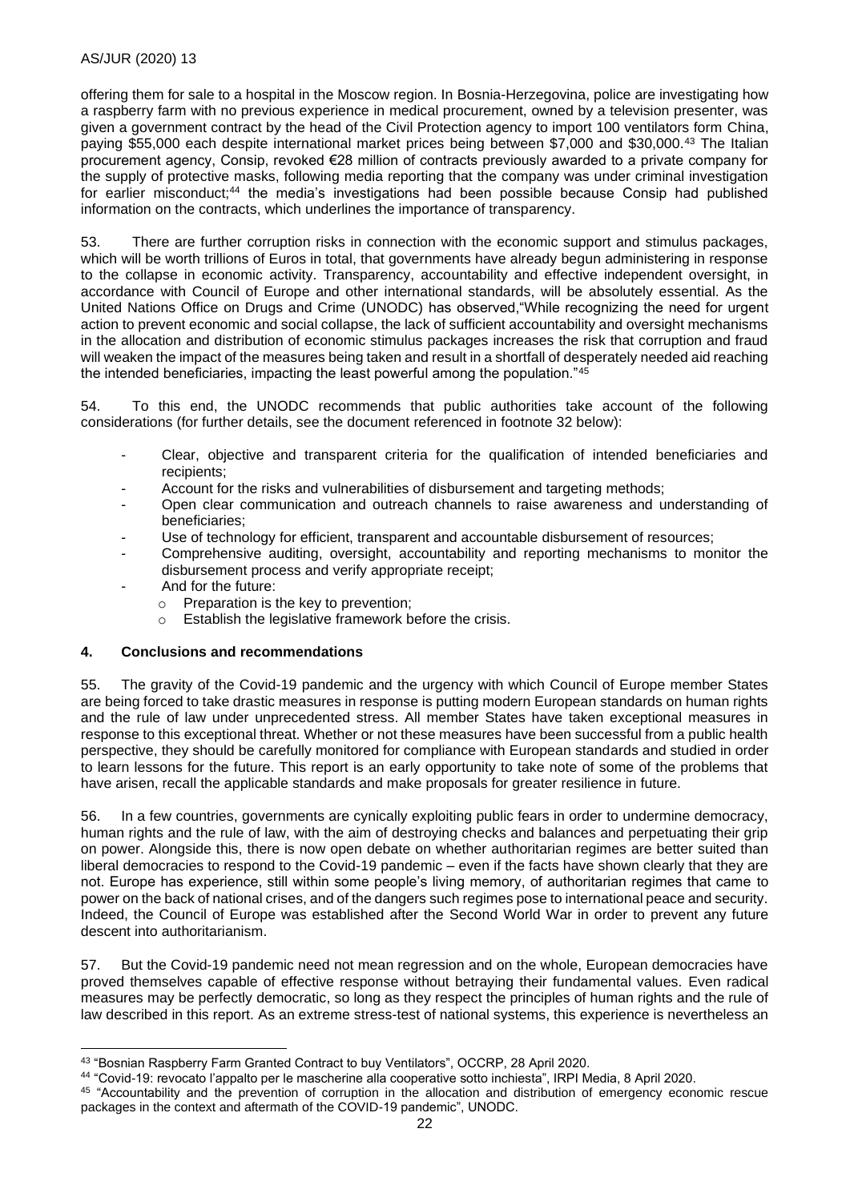offering them for sale to a hospital in the Moscow region. In Bosnia-Herzegovina, police are investigating how a raspberry farm with no previous experience in medical procurement, owned by a television presenter, was given a government contract by the head of the Civil Protection agency to import 100 ventilators form China, paying $55,000 each despite international market prices being between $7,000 and $30,000.[43] The Italian procurement agency, Consip, revoked €28 million of contracts previously awarded to a private company for the supply of protective masks, following media reporting that the company was under criminal investigation for earlier misconduct;[44] the media's investigations had been possible because Consip had published information on the contracts, which underlines the importance of transparency.

53. There are further corruption risks in connection with the economic support and stimulus packages, which will be worth trillions of Euros in total, that governments have already begun administering in response to the collapse in economic activity. Transparency, accountability and effective independent oversight, in accordance with Council of Europe and other international standards, will be absolutely essential. As the United Nations Office on Drugs and Crime (UNODC) has observed,"While recognizing the need for urgent action to prevent economic and social collapse, the lack of sufficient accountability and oversight mechanisms in the allocation and distribution of economic stimulus packages increases the risk that corruption and fraud will weaken the impact of the measures being taken and result in a shortfall of desperately needed aid reaching the intended beneficiaries, impacting the least powerful among the population."[45]

54. To this end, the UNODC recommends that public authorities take account of the following considerations (for further details, see the document referenced in footnote 32 below):

- Clear, objective and transparent criteria for the qualification of intended beneficiaries and recipients;
- Account for the risks and vulnerabilities of disbursement and targeting methods;
- Open clear communication and outreach channels to raise awareness and understanding of beneficiaries;
- Use of technology for efficient, transparent and accountable disbursement of resources;
- Comprehensive auditing, oversight, accountability and reporting mechanisms to monitor the disbursement process and verify appropriate receipt;
- And for the future:
  - Preparation is the key to prevention;
  - Establish the legislative framework before the crisis.

## 4. Conclusions and recommendations

55. The gravity of the Covid-19 pandemic and the urgency with which Council of Europe member States are being forced to take drastic measures in response is putting modern European standards on human rights and the rule of law under unprecedented stress. All member States have taken exceptional measures in response to this exceptional threat. Whether or not these measures have been successful from a public health perspective, they should be carefully monitored for compliance with European standards and studied in order to learn lessons for the future. This report is an early opportunity to take note of some of the problems that have arisen, recall the applicable standards and make proposals for greater resilience in future.

56. In a few countries, governments are cynically exploiting public fears in order to undermine democracy, human rights and the rule of law, with the aim of destroying checks and balances and perpetuating their grip on power. Alongside this, there is now open debate on whether authoritarian regimes are better suited than liberal democracies to respond to the Covid-19 pandemic – even if the facts have shown clearly that they are not. Europe has experience, still within some people's living memory, of authoritarian regimes that came to power on the back of national crises, and of the dangers such regimes pose to international peace and security. Indeed, the Council of Europe was established after the Second World War in order to prevent any future descent into authoritarianism.

57. But the Covid-19 pandemic need not mean regression and on the whole, European democracies have proved themselves capable of effective response without betraying their fundamental values. Even radical measures may be perfectly democratic, so long as they respect the principles of human rights and the rule of law described in this report. As an extreme stress-test of national systems, this experience is nevertheless an

---

[43] "Bosnian Raspberry Farm Granted Contract to buy Ventilators", OCCRP, 28 April 2020.

[44] "Covid-19: revocato l'appalto per le mascherine alla cooperative sotto inchiesta", IRPI Media, 8 April 2020.

[45] "Accountability and the prevention of corruption in the allocation and distribution of emergency economic rescue packages in the context and aftermath of the COVID-19 pandemic", UNODC.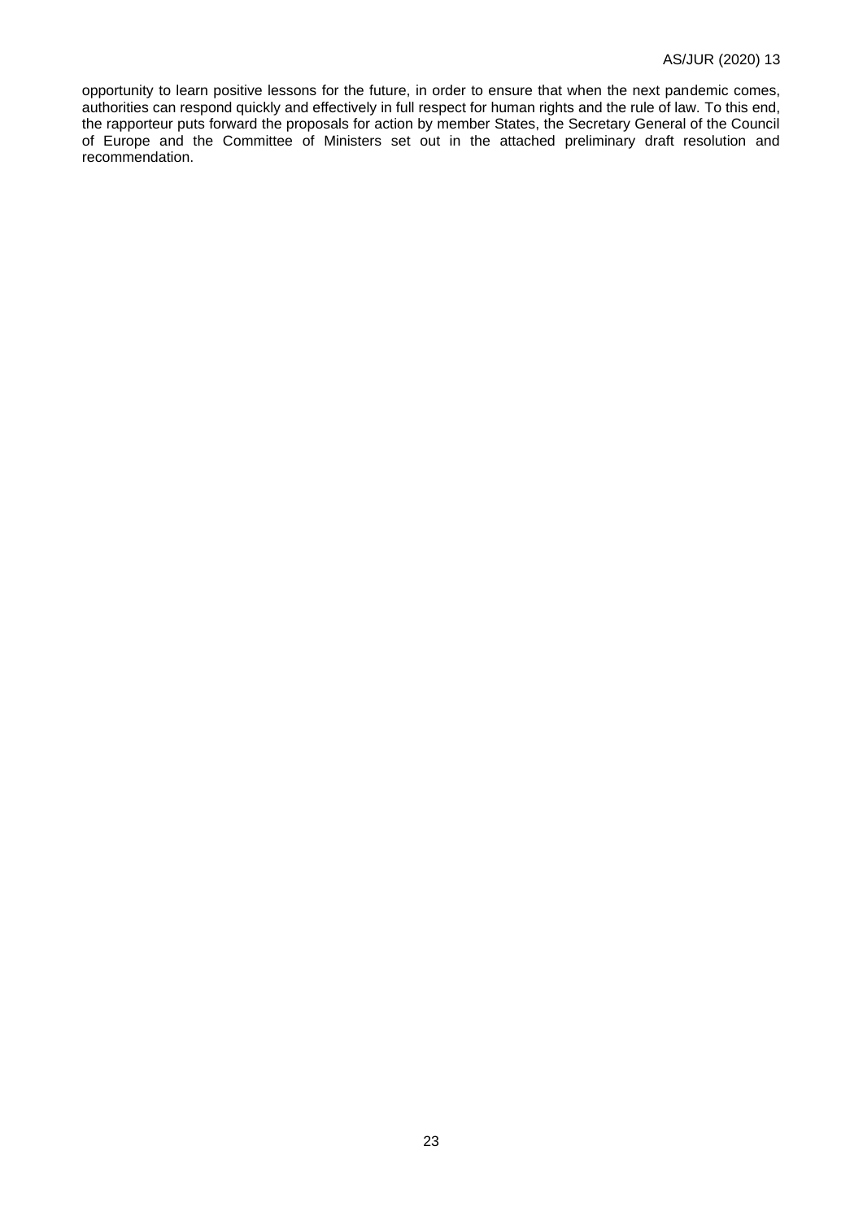opportunity to learn positive lessons for the future, in order to ensure that when the next pandemic comes, authorities can respond quickly and effectively in full respect for human rights and the rule of law. To this end, the rapporteur puts forward the proposals for action by member States, the Secretary General of the Council of Europe and the Committee of Ministers set out in the attached preliminary draft resolution and recommendation.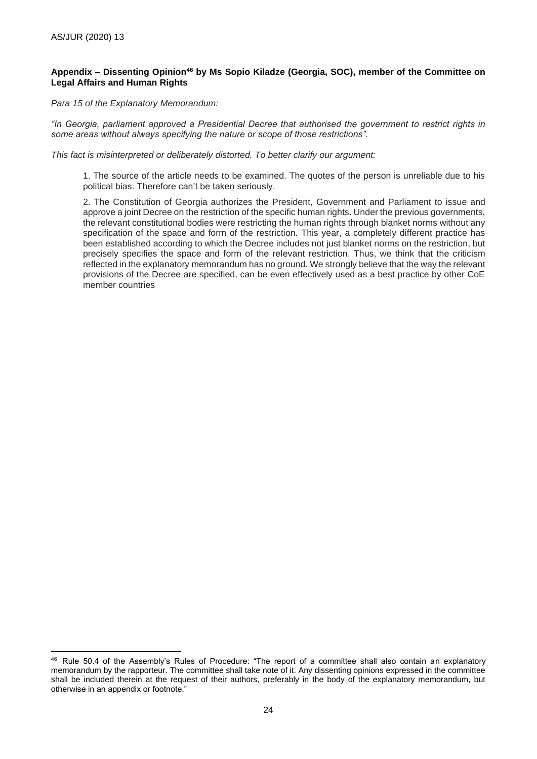## Appendix – Dissenting Opinion[46] by Ms Sopio Kiladze (Georgia, SOC), member of the Committee on Legal Affairs and Human Rights

*Para 15 of the Explanatory Memorandum:*

*"In Georgia, parliament approved a Presidential Decree that authorised the government to restrict rights in some areas without always specifying the nature or scope of those restrictions".*

*This fact is misinterpreted or deliberately distorted. To better clarify our argument:*

1. The source of the article needs to be examined. The quotes of the person is unreliable due to his political bias. Therefore can't be taken seriously.

2. The Constitution of Georgia authorizes the President, Government and Parliament to issue and approve a joint Decree on the restriction of the specific human rights. Under the previous governments, the relevant constitutional bodies were restricting the human rights through blanket norms without any specification of the space and form of the restriction. This year, a completely different practice has been established according to which the Decree includes not just blanket norms on the restriction, but precisely specifies the space and form of the relevant restriction. Thus, we think that the criticism reflected in the explanatory memorandum has no ground. We strongly believe that the way the relevant provisions of the Decree are specified, can be even effectively used as a best practice by other CoE member countries

---

[46] Rule 50.4 of the Assembly's Rules of Procedure: "The report of a committee shall also contain an explanatory memorandum by the rapporteur. The committee shall take note of it. Any dissenting opinions expressed in the committee shall be included therein at the request of their authors, preferably in the body of the explanatory memorandum, but otherwise in an appendix or footnote."